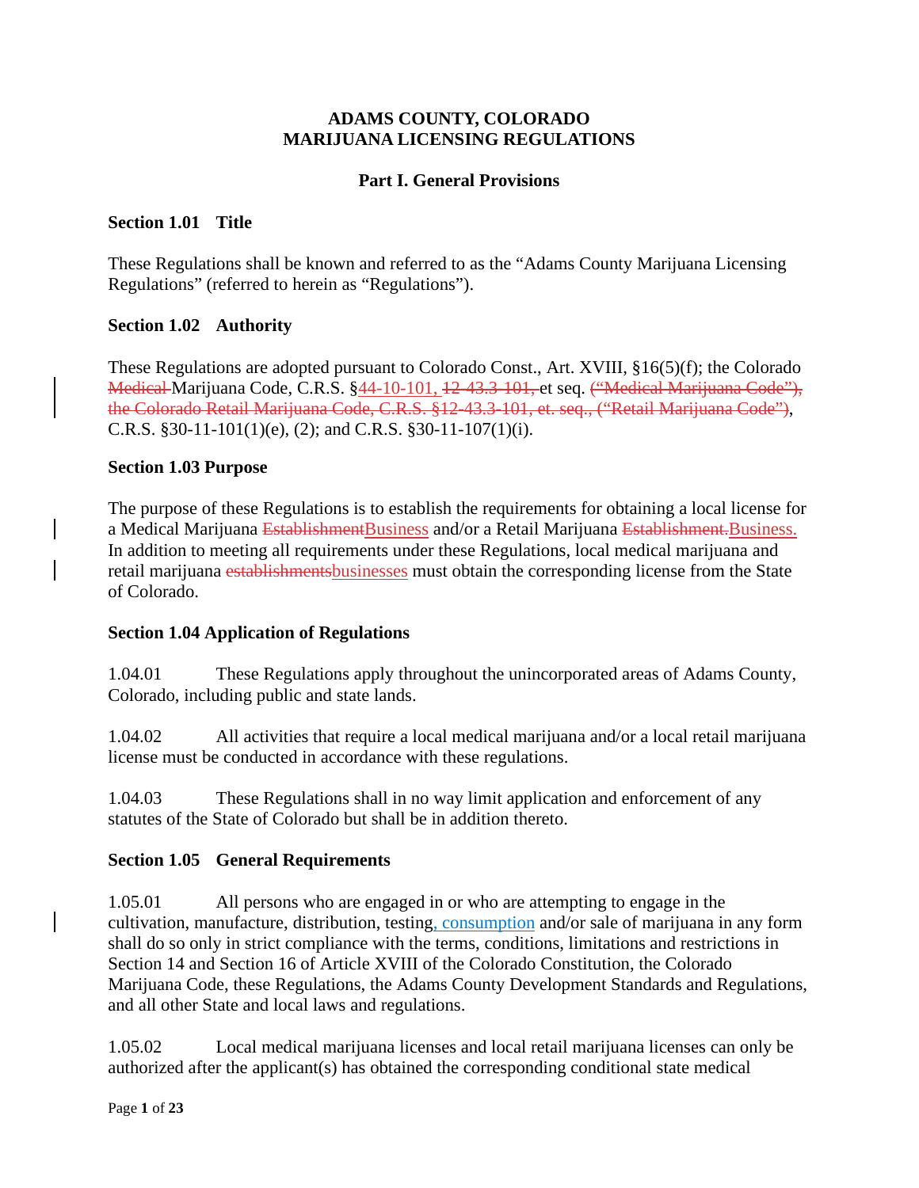**ADAMS COUNTY, COLORADO**
**MARIJUANA LICENSING REGULATIONS**

## Part I. General Provisions

### Section 1.01 Title

These Regulations shall be known and referred to as the "Adams County Marijuana Licensing Regulations" (referred to herein as "Regulations").

### Section 1.02 Authority

These Regulations are adopted pursuant to Colorado Const., Art. XVIII, §16(5)(f); the Colorado ~~Medical~~ Marijuana Code, C.R.S. §44-10-101, ~~12-43.3-101,~~ et seq. ~~("Medical Marijuana Code"), the Colorado Retail Marijuana Code, C.R.S. §12-43.3-101, et. seq., ("Retail Marijuana Code")~~, C.R.S. §30-11-101(1)(e), (2); and C.R.S. §30-11-107(1)(i).

### Section 1.03 Purpose

The purpose of these Regulations is to establish the requirements for obtaining a local license for a Medical Marijuana ~~Establishment~~Business and/or a Retail Marijuana ~~Establishment.~~Business. In addition to meeting all requirements under these Regulations, local medical marijuana and retail marijuana ~~establishments~~businesses must obtain the corresponding license from the State of Colorado.

### Section 1.04 Application of Regulations

1.04.01 These Regulations apply throughout the unincorporated areas of Adams County, Colorado, including public and state lands.

1.04.02 All activities that require a local medical marijuana and/or a local retail marijuana license must be conducted in accordance with these regulations.

1.04.03 These Regulations shall in no way limit application and enforcement of any statutes of the State of Colorado but shall be in addition thereto.

### Section 1.05 General Requirements

1.05.01 All persons who are engaged in or who are attempting to engage in the cultivation, manufacture, distribution, testing, consumption and/or sale of marijuana in any form shall do so only in strict compliance with the terms, conditions, limitations and restrictions in Section 14 and Section 16 of Article XVIII of the Colorado Constitution, the Colorado Marijuana Code, these Regulations, the Adams County Development Standards and Regulations, and all other State and local laws and regulations.

1.05.02 Local medical marijuana licenses and local retail marijuana licenses can only be authorized after the applicant(s) has obtained the corresponding conditional state medical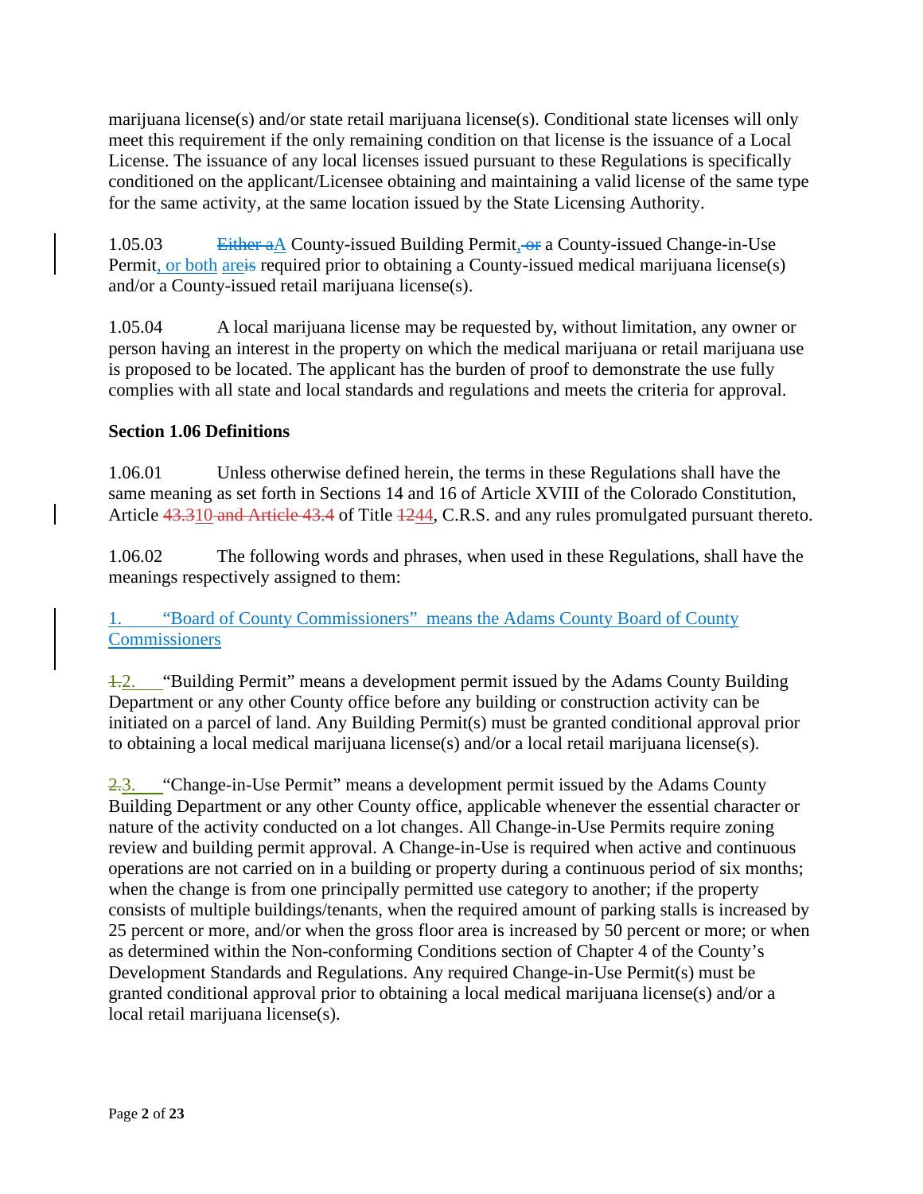marijuana license(s) and/or state retail marijuana license(s). Conditional state licenses will only meet this requirement if the only remaining condition on that license is the issuance of a Local License. The issuance of any local licenses issued pursuant to these Regulations is specifically conditioned on the applicant/Licensee obtaining and maintaining a valid license of the same type for the same activity, at the same location issued by the State Licensing Authority.

1.05.03 ~~Either a~~A County-issued Building Permit,~~ or~~ a County-issued Change-in-Use Permit, or both are~~is~~ required prior to obtaining a County-issued medical marijuana license(s) and/or a County-issued retail marijuana license(s).

1.05.04 A local marijuana license may be requested by, without limitation, any owner or person having an interest in the property on which the medical marijuana or retail marijuana use is proposed to be located. The applicant has the burden of proof to demonstrate the use fully complies with all state and local standards and regulations and meets the criteria for approval.

**Section 1.06 Definitions**

1.06.01 Unless otherwise defined herein, the terms in these Regulations shall have the same meaning as set forth in Sections 14 and 16 of Article XVIII of the Colorado Constitution, Article ~~43.3~~10~~ and Article 43.4~~ of Title ~~12~~44, C.R.S. and any rules promulgated pursuant thereto.

1.06.02 The following words and phrases, when used in these Regulations, shall have the meanings respectively assigned to them:

1. "Board of County Commissioners" means the Adams County Board of County Commissioners

~~1.~~2. "Building Permit" means a development permit issued by the Adams County Building Department or any other County office before any building or construction activity can be initiated on a parcel of land. Any Building Permit(s) must be granted conditional approval prior to obtaining a local medical marijuana license(s) and/or a local retail marijuana license(s).

~~2.~~3. "Change-in-Use Permit" means a development permit issued by the Adams County Building Department or any other County office, applicable whenever the essential character or nature of the activity conducted on a lot changes. All Change-in-Use Permits require zoning review and building permit approval. A Change-in-Use is required when active and continuous operations are not carried on in a building or property during a continuous period of six months; when the change is from one principally permitted use category to another; if the property consists of multiple buildings/tenants, when the required amount of parking stalls is increased by 25 percent or more, and/or when the gross floor area is increased by 50 percent or more; or when as determined within the Non-conforming Conditions section of Chapter 4 of the County's Development Standards and Regulations. Any required Change-in-Use Permit(s) must be granted conditional approval prior to obtaining a local medical marijuana license(s) and/or a local retail marijuana license(s).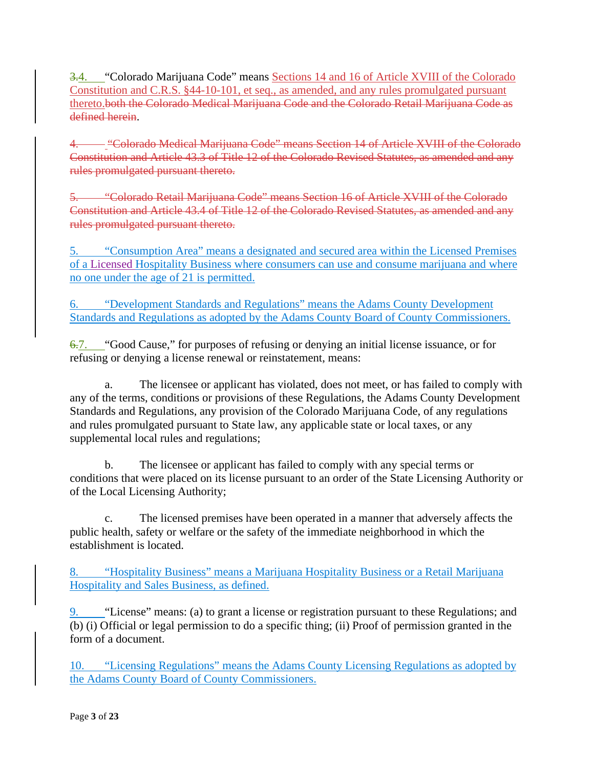~~3.~~4. "Colorado Marijuana Code" means Sections 14 and 16 of Article XVIII of the Colorado Constitution and C.R.S. §44-10-101, et seq., as amended, and any rules promulgated pursuant thereto.~~both the Colorado Medical Marijuana Code and the Colorado Retail Marijuana Code as defined herein~~.

~~4. "Colorado Medical Marijuana Code" means Section 14 of Article XVIII of the Colorado Constitution and Article 43.3 of Title 12 of the Colorado Revised Statutes, as amended and any rules promulgated pursuant thereto.~~

~~5. "Colorado Retail Marijuana Code" means Section 16 of Article XVIII of the Colorado Constitution and Article 43.4 of Title 12 of the Colorado Revised Statutes, as amended and any rules promulgated pursuant thereto.~~

5. "Consumption Area" means a designated and secured area within the Licensed Premises of a Licensed Hospitality Business where consumers can use and consume marijuana and where no one under the age of 21 is permitted.

6. "Development Standards and Regulations" means the Adams County Development Standards and Regulations as adopted by the Adams County Board of County Commissioners.

~~6.~~7. "Good Cause," for purposes of refusing or denying an initial license issuance, or for refusing or denying a license renewal or reinstatement, means:

a. The licensee or applicant has violated, does not meet, or has failed to comply with any of the terms, conditions or provisions of these Regulations, the Adams County Development Standards and Regulations, any provision of the Colorado Marijuana Code, of any regulations and rules promulgated pursuant to State law, any applicable state or local taxes, or any supplemental local rules and regulations;

b. The licensee or applicant has failed to comply with any special terms or conditions that were placed on its license pursuant to an order of the State Licensing Authority or of the Local Licensing Authority;

c. The licensed premises have been operated in a manner that adversely affects the public health, safety or welfare or the safety of the immediate neighborhood in which the establishment is located.

8. "Hospitality Business" means a Marijuana Hospitality Business or a Retail Marijuana Hospitality and Sales Business, as defined.

9. "License" means: (a) to grant a license or registration pursuant to these Regulations; and (b) (i) Official or legal permission to do a specific thing; (ii) Proof of permission granted in the form of a document.

10. "Licensing Regulations" means the Adams County Licensing Regulations as adopted by the Adams County Board of County Commissioners.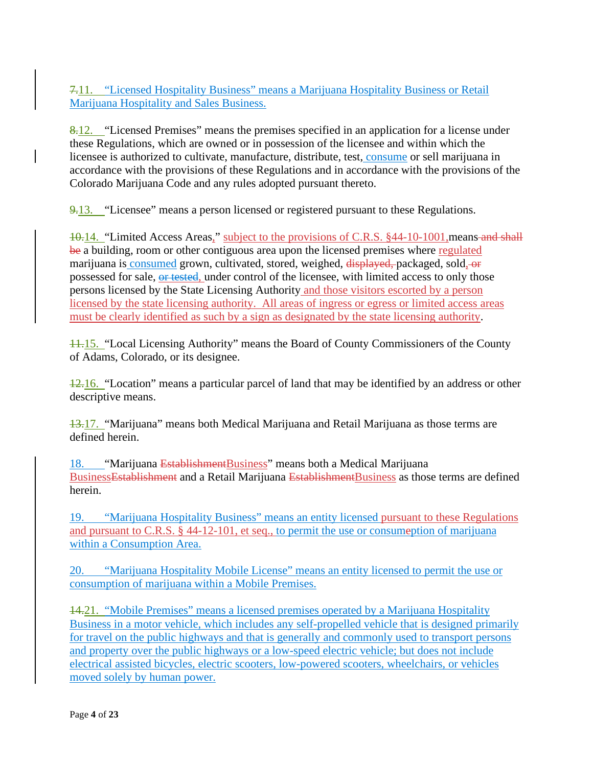~~7.~~11. "Licensed Hospitality Business" means a Marijuana Hospitality Business or Retail Marijuana Hospitality and Sales Business.

~~8.~~12. "Licensed Premises" means the premises specified in an application for a license under these Regulations, which are owned or in possession of the licensee and within which the licensee is authorized to cultivate, manufacture, distribute, test, consume or sell marijuana in accordance with the provisions of these Regulations and in accordance with the provisions of the Colorado Marijuana Code and any rules adopted pursuant thereto.

~~9.~~13. "Licensee" means a person licensed or registered pursuant to these Regulations.

~~10.~~14. "Limited Access Areas," subject to the provisions of C.R.S. §44-10-1001, means ~~and shall be~~ a building, room or other contiguous area upon the licensed premises where regulated marijuana is consumed grown, cultivated, stored, weighed, ~~displayed,~~ packaged, sold, ~~or~~ possessed for sale, ~~or tested,~~ under control of the licensee, with limited access to only those persons licensed by the State Licensing Authority and those visitors escorted by a person licensed by the state licensing authority. All areas of ingress or egress or limited access areas must be clearly identified as such by a sign as designated by the state licensing authority.

~~11.~~15. "Local Licensing Authority" means the Board of County Commissioners of the County of Adams, Colorado, or its designee.

~~12.~~16. "Location" means a particular parcel of land that may be identified by an address or other descriptive means.

~~13.~~17. "Marijuana" means both Medical Marijuana and Retail Marijuana as those terms are defined herein.

18. "Marijuana ~~Establishment~~Business" means both a Medical Marijuana Business~~Establishment~~ and a Retail Marijuana ~~Establishment~~Business as those terms are defined herein.

19. "Marijuana Hospitality Business" means an entity licensed pursuant to these Regulations and pursuant to C.R.S. § 44-12-101, et seq., to permit the use or consumeption of marijuana within a Consumption Area.

20. "Marijuana Hospitality Mobile License" means an entity licensed to permit the use or consumption of marijuana within a Mobile Premises.

~~14.~~21. "Mobile Premises" means a licensed premises operated by a Marijuana Hospitality Business in a motor vehicle, which includes any self-propelled vehicle that is designed primarily for travel on the public highways and that is generally and commonly used to transport persons and property over the public highways or a low-speed electric vehicle; but does not include electrical assisted bicycles, electric scooters, low-powered scooters, wheelchairs, or vehicles moved solely by human power.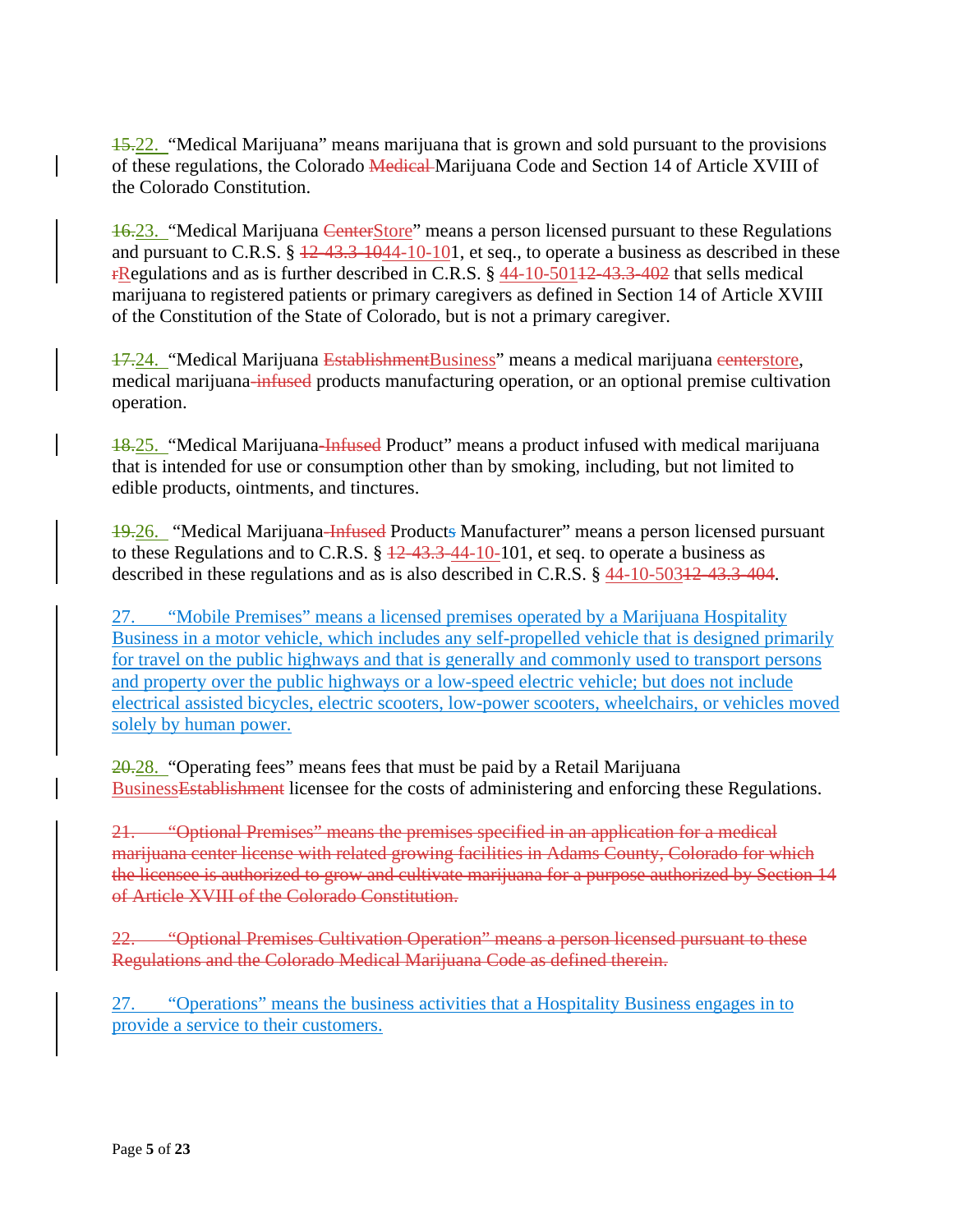~~15.~~22. "Medical Marijuana" means marijuana that is grown and sold pursuant to the provisions of these regulations, the Colorado ~~Medical~~ Marijuana Code and Section 14 of Article XVIII of the Colorado Constitution.

~~16.~~23. "Medical Marijuana ~~Center~~Store" means a person licensed pursuant to these Regulations and pursuant to C.R.S. § ~~12-43.3-10~~44-10-101, et seq., to operate a business as described in these ~~r~~Regulations and as is further described in C.R.S. § 44-10-501~~12-43.3-402~~ that sells medical marijuana to registered patients or primary caregivers as defined in Section 14 of Article XVIII of the Constitution of the State of Colorado, but is not a primary caregiver.

~~17.~~24. "Medical Marijuana ~~Establishment~~Business" means a medical marijuana ~~center~~store, medical marijuana~~-infused~~ products manufacturing operation, or an optional premise cultivation operation.

~~18.~~25. "Medical Marijuana~~-Infused~~ Product" means a product infused with medical marijuana that is intended for use or consumption other than by smoking, including, but not limited to edible products, ointments, and tinctures.

~~19.~~26. "Medical Marijuana~~-Infused~~ Product~~s~~ Manufacturer" means a person licensed pursuant to these Regulations and to C.R.S. § ~~12-43.3-~~44-10-101, et seq. to operate a business as described in these regulations and as is also described in C.R.S. § 44-10-503~~12-43.3-404~~.

27. "Mobile Premises" means a licensed premises operated by a Marijuana Hospitality Business in a motor vehicle, which includes any self-propelled vehicle that is designed primarily for travel on the public highways and that is generally and commonly used to transport persons and property over the public highways or a low-speed electric vehicle; but does not include electrical assisted bicycles, electric scooters, low-power scooters, wheelchairs, or vehicles moved solely by human power.

~~20.~~28. "Operating fees" means fees that must be paid by a Retail Marijuana Business~~Establishment~~ licensee for the costs of administering and enforcing these Regulations.

~~21. "Optional Premises" means the premises specified in an application for a medical marijuana center license with related growing facilities in Adams County, Colorado for which the licensee is authorized to grow and cultivate marijuana for a purpose authorized by Section 14 of Article XVIII of the Colorado Constitution.~~

~~22. "Optional Premises Cultivation Operation" means a person licensed pursuant to these Regulations and the Colorado Medical Marijuana Code as defined therein.~~

27. "Operations" means the business activities that a Hospitality Business engages in to provide a service to their customers.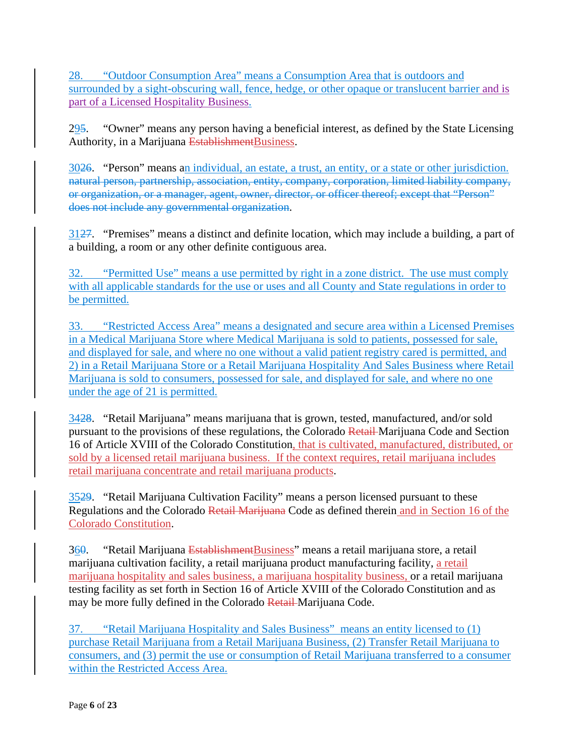28. "Outdoor Consumption Area" means a Consumption Area that is outdoors and surrounded by a sight-obscuring wall, fence, hedge, or other opaque or translucent barrier and is part of a Licensed Hospitality Business.

2~~5~~9. "Owner" means any person having a beneficial interest, as defined by the State Licensing Authority, in a Marijuana ~~Establishment~~Business.

30~~26~~. "Person" means an individual, an estate, a trust, an entity, or a state or other jurisdiction. ~~natural person, partnership, association, entity, company, corporation, limited liability company, or organization, or a manager, agent, owner, director, or officer thereof; except that "Person" does not include any governmental organization~~.

31~~27~~. "Premises" means a distinct and definite location, which may include a building, a part of a building, a room or any other definite contiguous area.

32. "Permitted Use" means a use permitted by right in a zone district. The use must comply with all applicable standards for the use or uses and all County and State regulations in order to be permitted.

33. "Restricted Access Area" means a designated and secure area within a Licensed Premises in a Medical Marijuana Store where Medical Marijuana is sold to patients, possessed for sale, and displayed for sale, and where no one without a valid patient registry cared is permitted, and 2) in a Retail Marijuana Store or a Retail Marijuana Hospitality And Sales Business where Retail Marijuana is sold to consumers, possessed for sale, and displayed for sale, and where no one under the age of 21 is permitted.

34~~28~~. "Retail Marijuana" means marijuana that is grown, tested, manufactured, and/or sold pursuant to the provisions of these regulations, the Colorado ~~Retail~~ Marijuana Code and Section 16 of Article XVIII of the Colorado Constitution, that is cultivated, manufactured, distributed, or sold by a licensed retail marijuana business. If the context requires, retail marijuana includes retail marijuana concentrate and retail marijuana products.

35~~29~~. "Retail Marijuana Cultivation Facility" means a person licensed pursuant to these Regulations and the Colorado ~~Retail Marijuana~~ Code as defined therein and in Section 16 of the Colorado Constitution.

36~~0~~. "Retail Marijuana ~~Establishment~~Business" means a retail marijuana store, a retail marijuana cultivation facility, a retail marijuana product manufacturing facility, a retail marijuana hospitality and sales business, a marijuana hospitality business, or a retail marijuana testing facility as set forth in Section 16 of Article XVIII of the Colorado Constitution and as may be more fully defined in the Colorado ~~Retail~~ Marijuana Code.

37. "Retail Marijuana Hospitality and Sales Business" means an entity licensed to (1) purchase Retail Marijuana from a Retail Marijuana Business, (2) Transfer Retail Marijuana to consumers, and (3) permit the use or consumption of Retail Marijuana transferred to a consumer within the Restricted Access Area.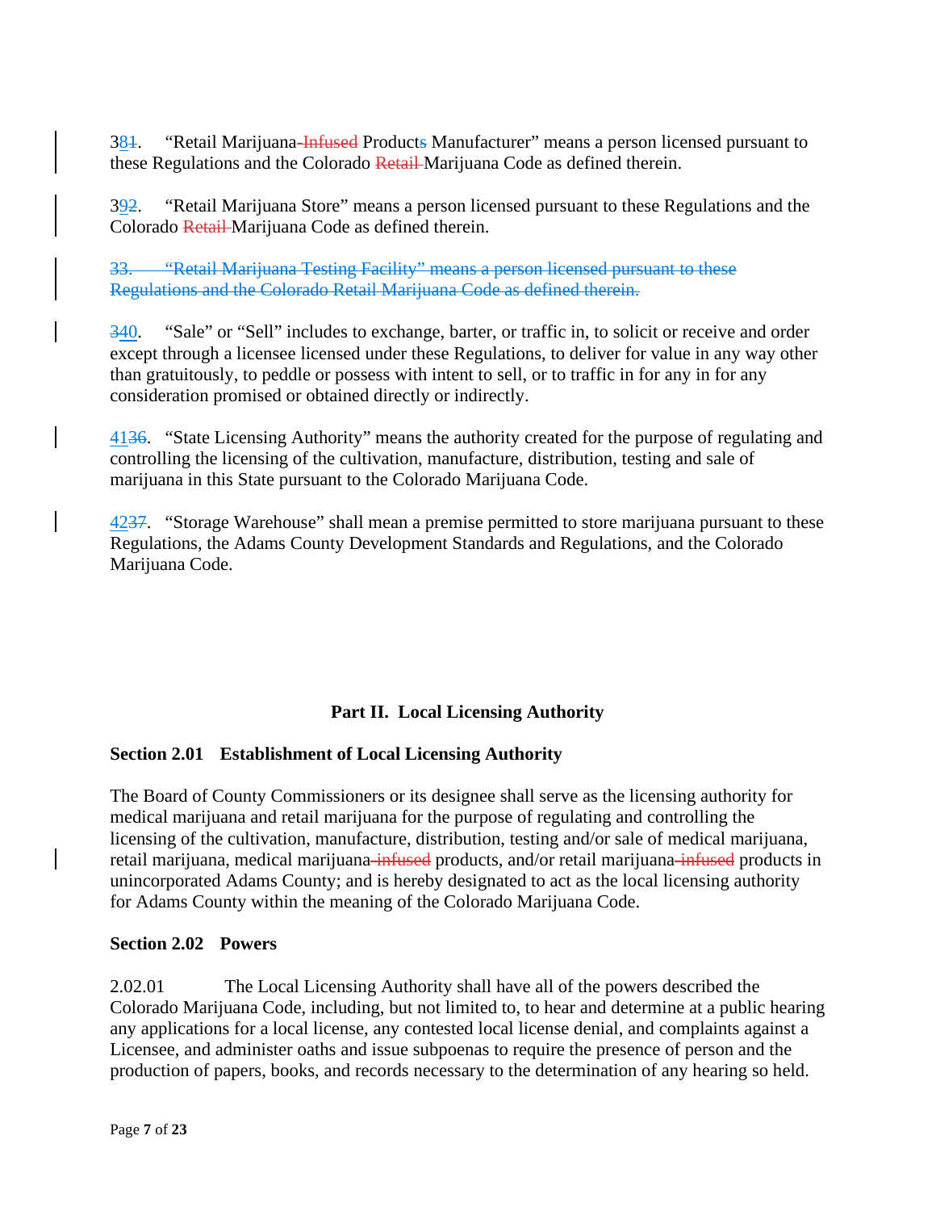381. "Retail Marijuana-Infused Products Manufacturer" means a person licensed pursuant to these Regulations and the Colorado Retail Marijuana Code as defined therein.

392. "Retail Marijuana Store" means a person licensed pursuant to these Regulations and the Colorado Retail Marijuana Code as defined therein.

~~33. "Retail Marijuana Testing Facility" means a person licensed pursuant to these Regulations and the Colorado Retail Marijuana Code as defined therein.~~

340. "Sale" or "Sell" includes to exchange, barter, or traffic in, to solicit or receive and order except through a licensee licensed under these Regulations, to deliver for value in any way other than gratuitously, to peddle or possess with intent to sell, or to traffic in for any in for any consideration promised or obtained directly or indirectly.

4136. "State Licensing Authority" means the authority created for the purpose of regulating and controlling the licensing of the cultivation, manufacture, distribution, testing and sale of marijuana in this State pursuant to the Colorado Marijuana Code.

4237. "Storage Warehouse" shall mean a premise permitted to store marijuana pursuant to these Regulations, the Adams County Development Standards and Regulations, and the Colorado Marijuana Code.

## Part II. Local Licensing Authority

### Section 2.01 Establishment of Local Licensing Authority

The Board of County Commissioners or its designee shall serve as the licensing authority for medical marijuana and retail marijuana for the purpose of regulating and controlling the licensing of the cultivation, manufacture, distribution, testing and/or sale of medical marijuana, retail marijuana, medical marijuana-infused products, and/or retail marijuana-infused products in unincorporated Adams County; and is hereby designated to act as the local licensing authority for Adams County within the meaning of the Colorado Marijuana Code.

### Section 2.02 Powers

2.02.01 The Local Licensing Authority shall have all of the powers described the Colorado Marijuana Code, including, but not limited to, to hear and determine at a public hearing any applications for a local license, any contested local license denial, and complaints against a Licensee, and administer oaths and issue subpoenas to require the presence of person and the production of papers, books, and records necessary to the determination of any hearing so held.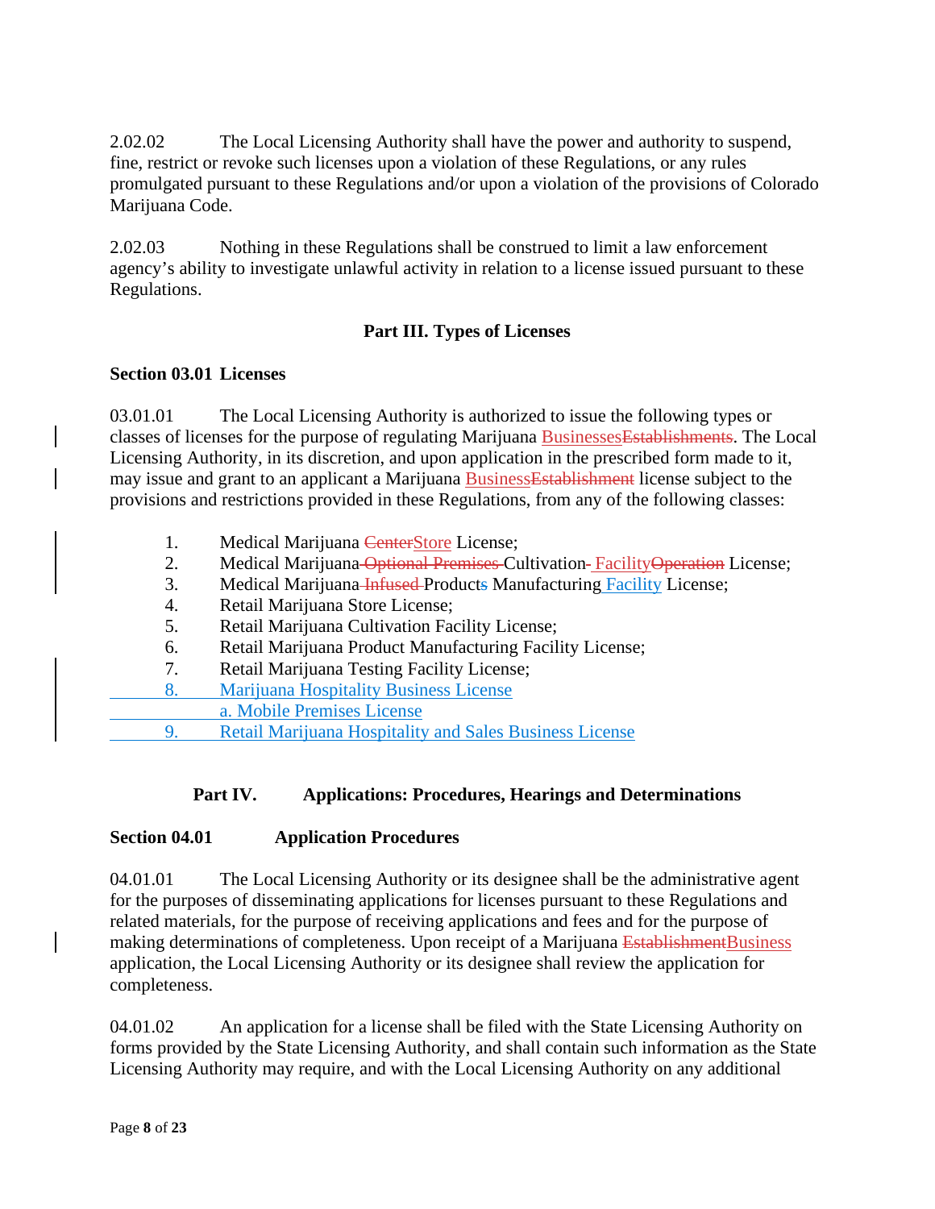2.02.02 The Local Licensing Authority shall have the power and authority to suspend, fine, restrict or revoke such licenses upon a violation of these Regulations, or any rules promulgated pursuant to these Regulations and/or upon a violation of the provisions of Colorado Marijuana Code.

2.02.03 Nothing in these Regulations shall be construed to limit a law enforcement agency's ability to investigate unlawful activity in relation to a license issued pursuant to these Regulations.

## Part III. Types of Licenses

### Section 03.01 Licenses

03.01.01 The Local Licensing Authority is authorized to issue the following types or classes of licenses for the purpose of regulating Marijuana Businesses~~Establishments~~. The Local Licensing Authority, in its discretion, and upon application in the prescribed form made to it, may issue and grant to an applicant a Marijuana Business~~Establishment~~ license subject to the provisions and restrictions provided in these Regulations, from any of the following classes:

1. Medical Marijuana ~~Center~~Store License;
2. Medical Marijuana ~~Optional Premises~~ Cultivation Facility~~Operation~~ License;
3. Medical Marijuana ~~Infused~~ Product~~s~~ Manufacturing Facility License;
4. Retail Marijuana Store License;
5. Retail Marijuana Cultivation Facility License;
6. Retail Marijuana Product Manufacturing Facility License;
7. Retail Marijuana Testing Facility License;
8. Marijuana Hospitality Business License
   a. Mobile Premises License
9. Retail Marijuana Hospitality and Sales Business License

## Part IV. Applications: Procedures, Hearings and Determinations

### Section 04.01 Application Procedures

04.01.01 The Local Licensing Authority or its designee shall be the administrative agent for the purposes of disseminating applications for licenses pursuant to these Regulations and related materials, for the purpose of receiving applications and fees and for the purpose of making determinations of completeness. Upon receipt of a Marijuana ~~Establishment~~Business application, the Local Licensing Authority or its designee shall review the application for completeness.

04.01.02 An application for a license shall be filed with the State Licensing Authority on forms provided by the State Licensing Authority, and shall contain such information as the State Licensing Authority may require, and with the Local Licensing Authority on any additional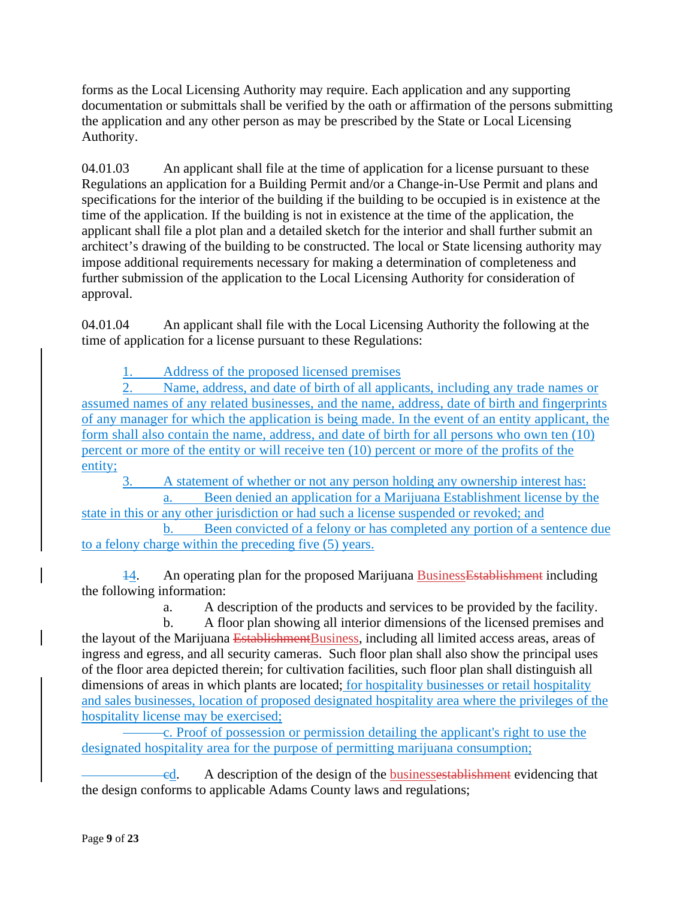forms as the Local Licensing Authority may require. Each application and any supporting documentation or submittals shall be verified by the oath or affirmation of the persons submitting the application and any other person as may be prescribed by the State or Local Licensing Authority.

04.01.03 An applicant shall file at the time of application for a license pursuant to these Regulations an application for a Building Permit and/or a Change-in-Use Permit and plans and specifications for the interior of the building if the building to be occupied is in existence at the time of the application. If the building is not in existence at the time of the application, the applicant shall file a plot plan and a detailed sketch for the interior and shall further submit an architect's drawing of the building to be constructed. The local or State licensing authority may impose additional requirements necessary for making a determination of completeness and further submission of the application to the Local Licensing Authority for consideration of approval.

04.01.04 An applicant shall file with the Local Licensing Authority the following at the time of application for a license pursuant to these Regulations:

1. Address of the proposed licensed premises
2. Name, address, and date of birth of all applicants, including any trade names or assumed names of any related businesses, and the name, address, date of birth and fingerprints of any manager for which the application is being made. In the event of an entity applicant, the form shall also contain the name, address, and date of birth for all persons who own ten (10) percent or more of the entity or will receive ten (10) percent or more of the profits of the entity;
3. A statement of whether or not any person holding any ownership interest has:
   a. Been denied an application for a Marijuana Establishment license by the state in this or any other jurisdiction or had such a license suspended or revoked; and
   b. Been convicted of a felony or has completed any portion of a sentence due to a felony charge within the preceding five (5) years.

~~1~~4. An operating plan for the proposed Marijuana Business~~Establishment~~ including the following information:

a. A description of the products and services to be provided by the facility.

b. A floor plan showing all interior dimensions of the licensed premises and the layout of the Marijuana ~~Establishment~~Business, including all limited access areas, areas of ingress and egress, and all security cameras. Such floor plan shall also show the principal uses of the floor area depicted therein; for cultivation facilities, such floor plan shall distinguish all dimensions of areas in which plants are located; for hospitality businesses or retail hospitality and sales businesses, location of proposed designated hospitality area where the privileges of the hospitality license may be exercised;

c. Proof of possession or permission detailing the applicant's right to use the designated hospitality area for the purpose of permitting marijuana consumption;

~~c~~d. A description of the design of the business~~establishment~~ evidencing that the design conforms to applicable Adams County laws and regulations;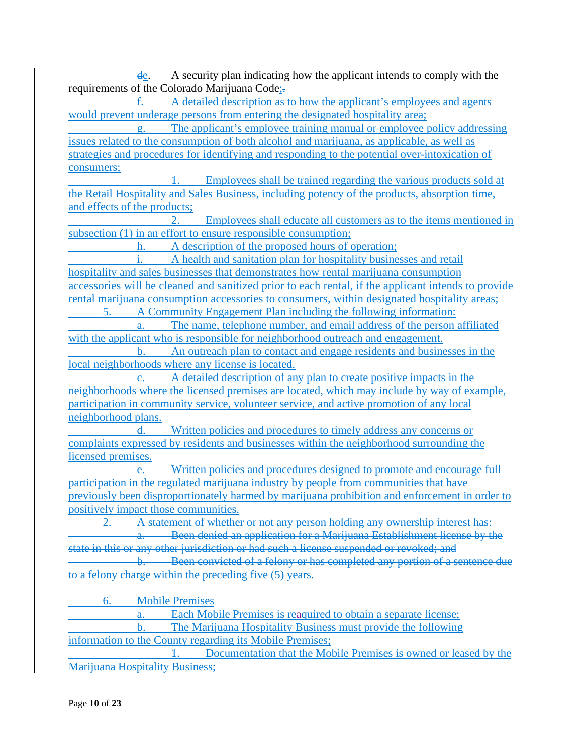~~d~~e. A security plan indicating how the applicant intends to comply with the requirements of the Colorado Marijuana Code;~~.~~

f. A detailed description as to how the applicant's employees and agents would prevent underage persons from entering the designated hospitality area;

g. The applicant's employee training manual or employee policy addressing issues related to the consumption of both alcohol and marijuana, as applicable, as well as strategies and procedures for identifying and responding to the potential over-intoxication of consumers;

1. Employees shall be trained regarding the various products sold at the Retail Hospitality and Sales Business, including potency of the products, absorption time, and effects of the products;

2. Employees shall educate all customers as to the items mentioned in subsection (1) in an effort to ensure responsible consumption;

h. A description of the proposed hours of operation;

i. A health and sanitation plan for hospitality businesses and retail hospitality and sales businesses that demonstrates how rental marijuana consumption accessories will be cleaned and sanitized prior to each rental, if the applicant intends to provide rental marijuana consumption accessories to consumers, within designated hospitality areas;

5. A Community Engagement Plan including the following information:

a. The name, telephone number, and email address of the person affiliated with the applicant who is responsible for neighborhood outreach and engagement.

b. An outreach plan to contact and engage residents and businesses in the local neighborhoods where any license is located.

c. A detailed description of any plan to create positive impacts in the neighborhoods where the licensed premises are located, which may include by way of example, participation in community service, volunteer service, and active promotion of any local neighborhood plans.

d. Written policies and procedures to timely address any concerns or complaints expressed by residents and businesses within the neighborhood surrounding the licensed premises.

e. Written policies and procedures designed to promote and encourage full participation in the regulated marijuana industry by people from communities that have previously been disproportionately harmed by marijuana prohibition and enforcement in order to positively impact those communities.

~~2. A statement of whether or not any person holding any ownership interest has:~~

~~a. Been denied an application for a Marijuana Establishment license by the state in this or any other jurisdiction or had such a license suspended or revoked; and~~

~~b. Been convicted of a felony or has completed any portion of a sentence due to a felony charge within the preceding five (5) years.~~

6. Mobile Premises

a. Each Mobile Premises is re~~a~~quired to obtain a separate license;

b. The Marijuana Hospitality Business must provide the following information to the County regarding its Mobile Premises;

1. Documentation that the Mobile Premises is owned or leased by the Marijuana Hospitality Business;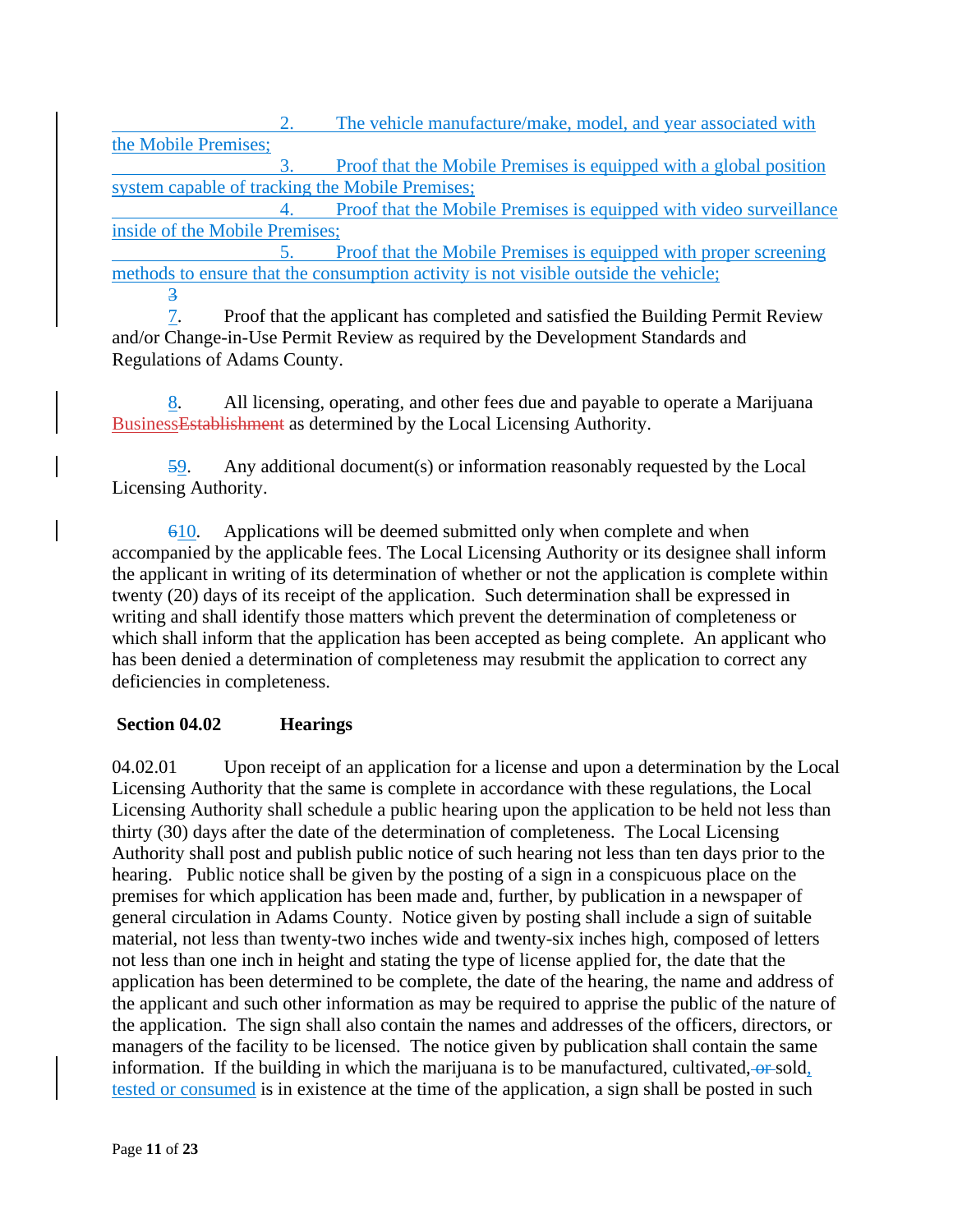2. The vehicle manufacture/make, model, and year associated with the Mobile Premises;

3. Proof that the Mobile Premises is equipped with a global position system capable of tracking the Mobile Premises;

4. Proof that the Mobile Premises is equipped with video surveillance inside of the Mobile Premises;

5. Proof that the Mobile Premises is equipped with proper screening methods to ensure that the consumption activity is not visible outside the vehicle;

~~3~~

7. Proof that the applicant has completed and satisfied the Building Permit Review and/or Change-in-Use Permit Review as required by the Development Standards and Regulations of Adams County.

8. All licensing, operating, and other fees due and payable to operate a Marijuana Business~~Establishment~~ as determined by the Local Licensing Authority.

~~5~~9. Any additional document(s) or information reasonably requested by the Local Licensing Authority.

~~6~~10. Applications will be deemed submitted only when complete and when accompanied by the applicable fees. The Local Licensing Authority or its designee shall inform the applicant in writing of its determination of whether or not the application is complete within twenty (20) days of its receipt of the application. Such determination shall be expressed in writing and shall identify those matters which prevent the determination of completeness or which shall inform that the application has been accepted as being complete. An applicant who has been denied a determination of completeness may resubmit the application to correct any deficiencies in completeness.

## Section 04.02 Hearings

04.02.01 Upon receipt of an application for a license and upon a determination by the Local Licensing Authority that the same is complete in accordance with these regulations, the Local Licensing Authority shall schedule a public hearing upon the application to be held not less than thirty (30) days after the date of the determination of completeness. The Local Licensing Authority shall post and publish public notice of such hearing not less than ten days prior to the hearing. Public notice shall be given by the posting of a sign in a conspicuous place on the premises for which application has been made and, further, by publication in a newspaper of general circulation in Adams County. Notice given by posting shall include a sign of suitable material, not less than twenty-two inches wide and twenty-six inches high, composed of letters not less than one inch in height and stating the type of license applied for, the date that the application has been determined to be complete, the date of the hearing, the name and address of the applicant and such other information as may be required to apprise the public of the nature of the application. The sign shall also contain the names and addresses of the officers, directors, or managers of the facility to be licensed. The notice given by publication shall contain the same information. If the building in which the marijuana is to be manufactured, cultivated~~, or~~ sold, tested or consumed is in existence at the time of the application, a sign shall be posted in such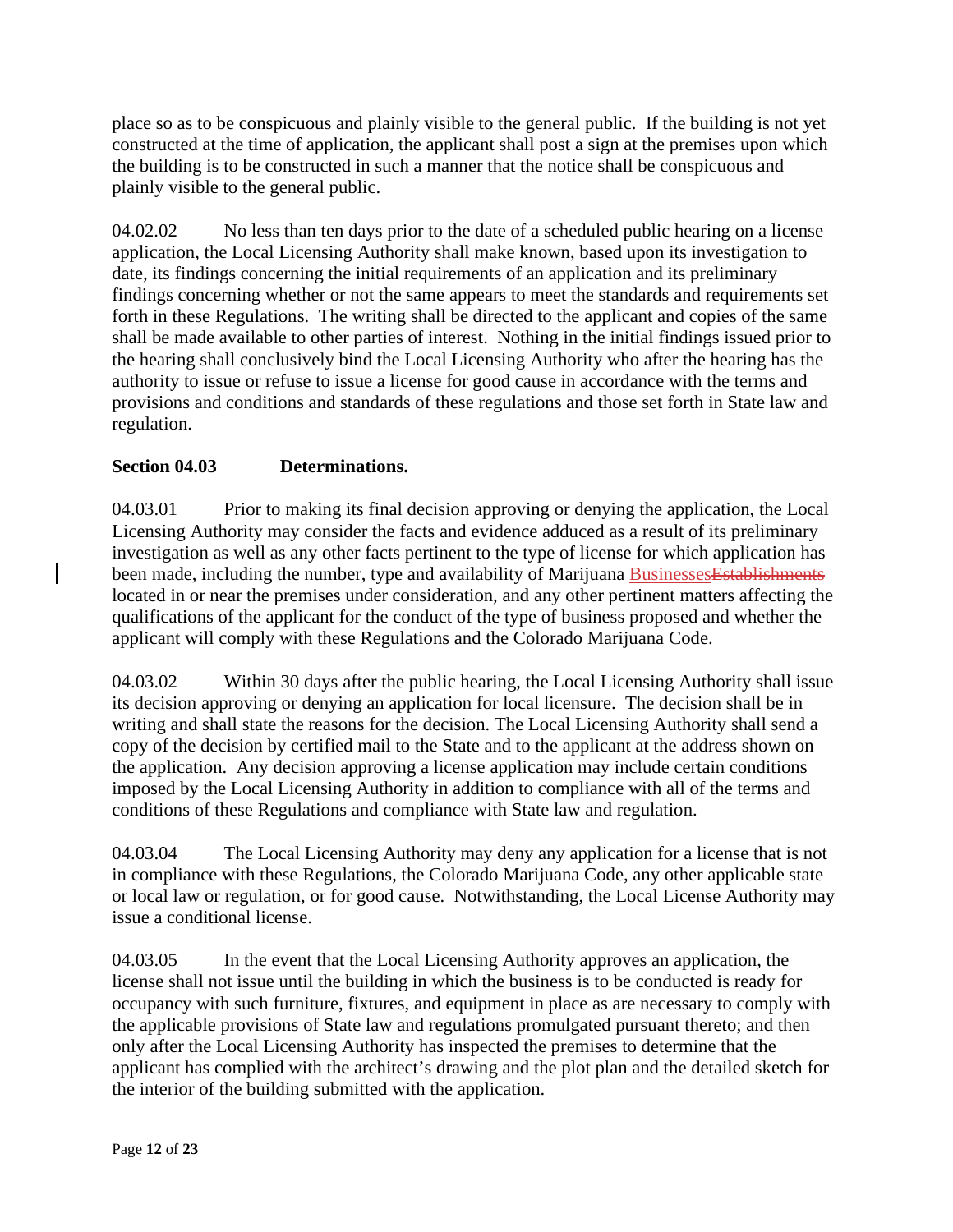place so as to be conspicuous and plainly visible to the general public. If the building is not yet constructed at the time of application, the applicant shall post a sign at the premises upon which the building is to be constructed in such a manner that the notice shall be conspicuous and plainly visible to the general public.

04.02.02 No less than ten days prior to the date of a scheduled public hearing on a license application, the Local Licensing Authority shall make known, based upon its investigation to date, its findings concerning the initial requirements of an application and its preliminary findings concerning whether or not the same appears to meet the standards and requirements set forth in these Regulations. The writing shall be directed to the applicant and copies of the same shall be made available to other parties of interest. Nothing in the initial findings issued prior to the hearing shall conclusively bind the Local Licensing Authority who after the hearing has the authority to issue or refuse to issue a license for good cause in accordance with the terms and provisions and conditions and standards of these regulations and those set forth in State law and regulation.

**Section 04.03 Determinations.**

04.03.01 Prior to making its final decision approving or denying the application, the Local Licensing Authority may consider the facts and evidence adduced as a result of its preliminary investigation as well as any other facts pertinent to the type of license for which application has been made, including the number, type and availability of Marijuana Businesses~~Establishments~~ located in or near the premises under consideration, and any other pertinent matters affecting the qualifications of the applicant for the conduct of the type of business proposed and whether the applicant will comply with these Regulations and the Colorado Marijuana Code.

04.03.02 Within 30 days after the public hearing, the Local Licensing Authority shall issue its decision approving or denying an application for local licensure. The decision shall be in writing and shall state the reasons for the decision. The Local Licensing Authority shall send a copy of the decision by certified mail to the State and to the applicant at the address shown on the application. Any decision approving a license application may include certain conditions imposed by the Local Licensing Authority in addition to compliance with all of the terms and conditions of these Regulations and compliance with State law and regulation.

04.03.04 The Local Licensing Authority may deny any application for a license that is not in compliance with these Regulations, the Colorado Marijuana Code, any other applicable state or local law or regulation, or for good cause. Notwithstanding, the Local License Authority may issue a conditional license.

04.03.05 In the event that the Local Licensing Authority approves an application, the license shall not issue until the building in which the business is to be conducted is ready for occupancy with such furniture, fixtures, and equipment in place as are necessary to comply with the applicable provisions of State law and regulations promulgated pursuant thereto; and then only after the Local Licensing Authority has inspected the premises to determine that the applicant has complied with the architect's drawing and the plot plan and the detailed sketch for the interior of the building submitted with the application.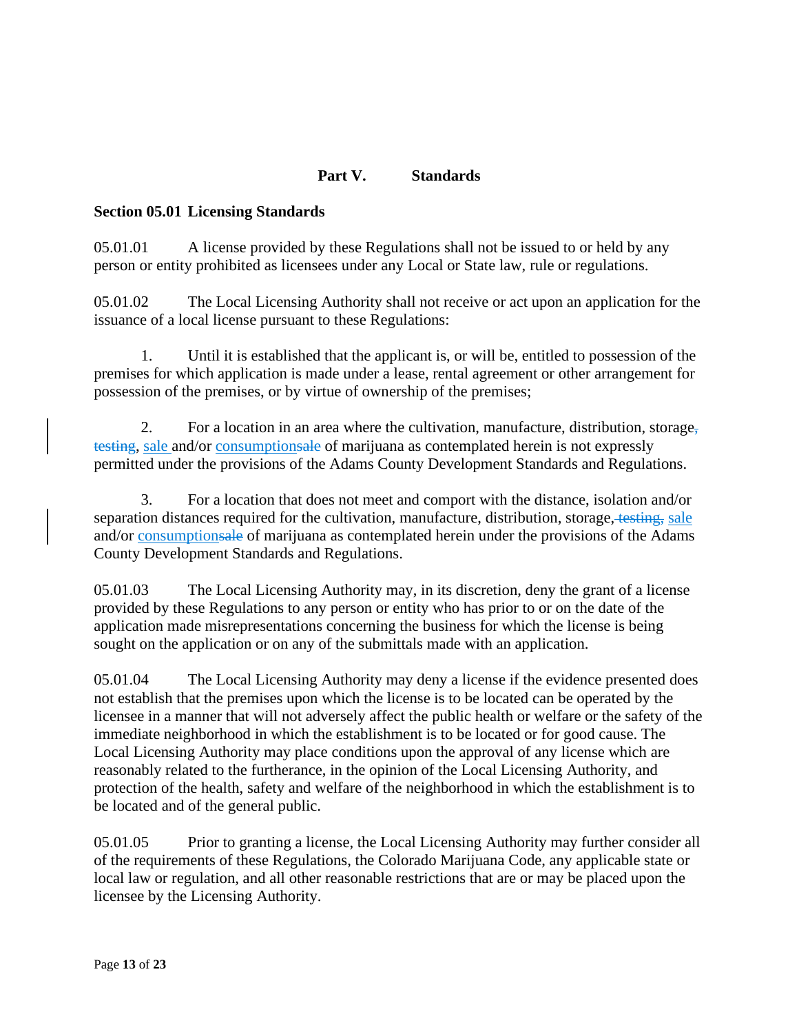# Part V. Standards

## Section 05.01 Licensing Standards

05.01.01 A license provided by these Regulations shall not be issued to or held by any person or entity prohibited as licensees under any Local or State law, rule or regulations.

05.01.02 The Local Licensing Authority shall not receive or act upon an application for the issuance of a local license pursuant to these Regulations:

1. Until it is established that the applicant is, or will be, entitled to possession of the premises for which application is made under a lease, rental agreement or other arrangement for possession of the premises, or by virtue of ownership of the premises;

2. For a location in an area where the cultivation, manufacture, distribution, storage~~,~~ ~~testing~~, sale and/or consumption~~sale~~ of marijuana as contemplated herein is not expressly permitted under the provisions of the Adams County Development Standards and Regulations.

3. For a location that does not meet and comport with the distance, isolation and/or separation distances required for the cultivation, manufacture, distribution, storage,~~ testing,~~ sale and/or consumption~~sale~~ of marijuana as contemplated herein under the provisions of the Adams County Development Standards and Regulations.

05.01.03 The Local Licensing Authority may, in its discretion, deny the grant of a license provided by these Regulations to any person or entity who has prior to or on the date of the application made misrepresentations concerning the business for which the license is being sought on the application or on any of the submittals made with an application.

05.01.04 The Local Licensing Authority may deny a license if the evidence presented does not establish that the premises upon which the license is to be located can be operated by the licensee in a manner that will not adversely affect the public health or welfare or the safety of the immediate neighborhood in which the establishment is to be located or for good cause. The Local Licensing Authority may place conditions upon the approval of any license which are reasonably related to the furtherance, in the opinion of the Local Licensing Authority, and protection of the health, safety and welfare of the neighborhood in which the establishment is to be located and of the general public.

05.01.05 Prior to granting a license, the Local Licensing Authority may further consider all of the requirements of these Regulations, the Colorado Marijuana Code, any applicable state or local law or regulation, and all other reasonable restrictions that are or may be placed upon the licensee by the Licensing Authority.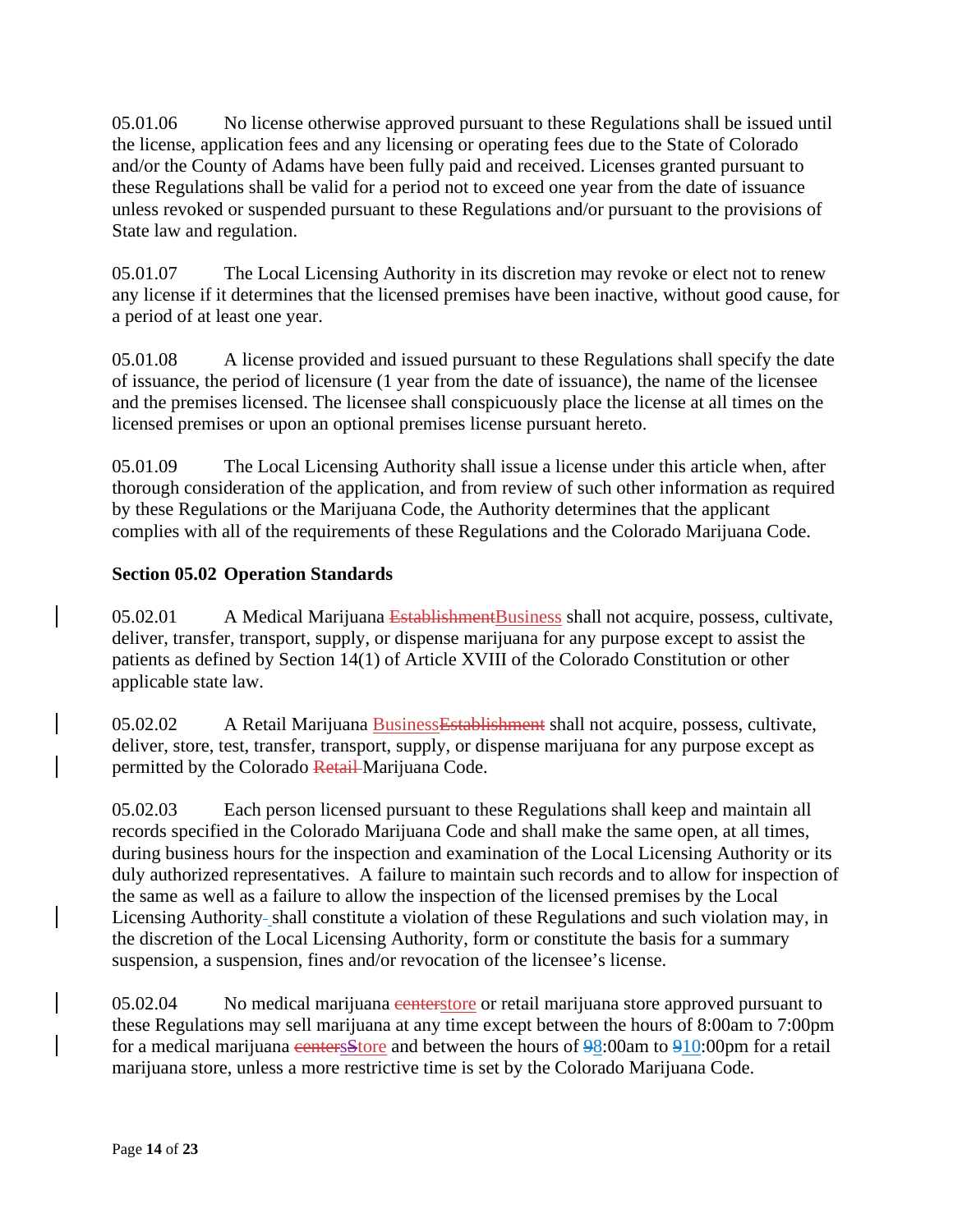05.01.06 No license otherwise approved pursuant to these Regulations shall be issued until the license, application fees and any licensing or operating fees due to the State of Colorado and/or the County of Adams have been fully paid and received. Licenses granted pursuant to these Regulations shall be valid for a period not to exceed one year from the date of issuance unless revoked or suspended pursuant to these Regulations and/or pursuant to the provisions of State law and regulation.

05.01.07 The Local Licensing Authority in its discretion may revoke or elect not to renew any license if it determines that the licensed premises have been inactive, without good cause, for a period of at least one year.

05.01.08 A license provided and issued pursuant to these Regulations shall specify the date of issuance, the period of licensure (1 year from the date of issuance), the name of the licensee and the premises licensed. The licensee shall conspicuously place the license at all times on the licensed premises or upon an optional premises license pursuant hereto.

05.01.09 The Local Licensing Authority shall issue a license under this article when, after thorough consideration of the application, and from review of such other information as required by these Regulations or the Marijuana Code, the Authority determines that the applicant complies with all of the requirements of these Regulations and the Colorado Marijuana Code.

**Section 05.02 Operation Standards**

05.02.01 A Medical Marijuana ~~Establishment~~Business shall not acquire, possess, cultivate, deliver, transfer, transport, supply, or dispense marijuana for any purpose except to assist the patients as defined by Section 14(1) of Article XVIII of the Colorado Constitution or other applicable state law.

05.02.02 A Retail Marijuana Business~~Establishment~~ shall not acquire, possess, cultivate, deliver, store, test, transfer, transport, supply, or dispense marijuana for any purpose except as permitted by the Colorado ~~Retail~~ Marijuana Code.

05.02.03 Each person licensed pursuant to these Regulations shall keep and maintain all records specified in the Colorado Marijuana Code and shall make the same open, at all times, during business hours for the inspection and examination of the Local Licensing Authority or its duly authorized representatives. A failure to maintain such records and to allow for inspection of the same as well as a failure to allow the inspection of the licensed premises by the Local Licensing Authority shall constitute a violation of these Regulations and such violation may, in the discretion of the Local Licensing Authority, form or constitute the basis for a summary suspension, a suspension, fines and/or revocation of the licensee's license.

05.02.04 No medical marijuana ~~center~~store or retail marijuana store approved pursuant to these Regulations may sell marijuana at any time except between the hours of 8:00am to 7:00pm for a medical marijuana ~~centers~~s~~S~~tore and between the hours of ~~9~~8:00am to ~~9~~10:00pm for a retail marijuana store, unless a more restrictive time is set by the Colorado Marijuana Code.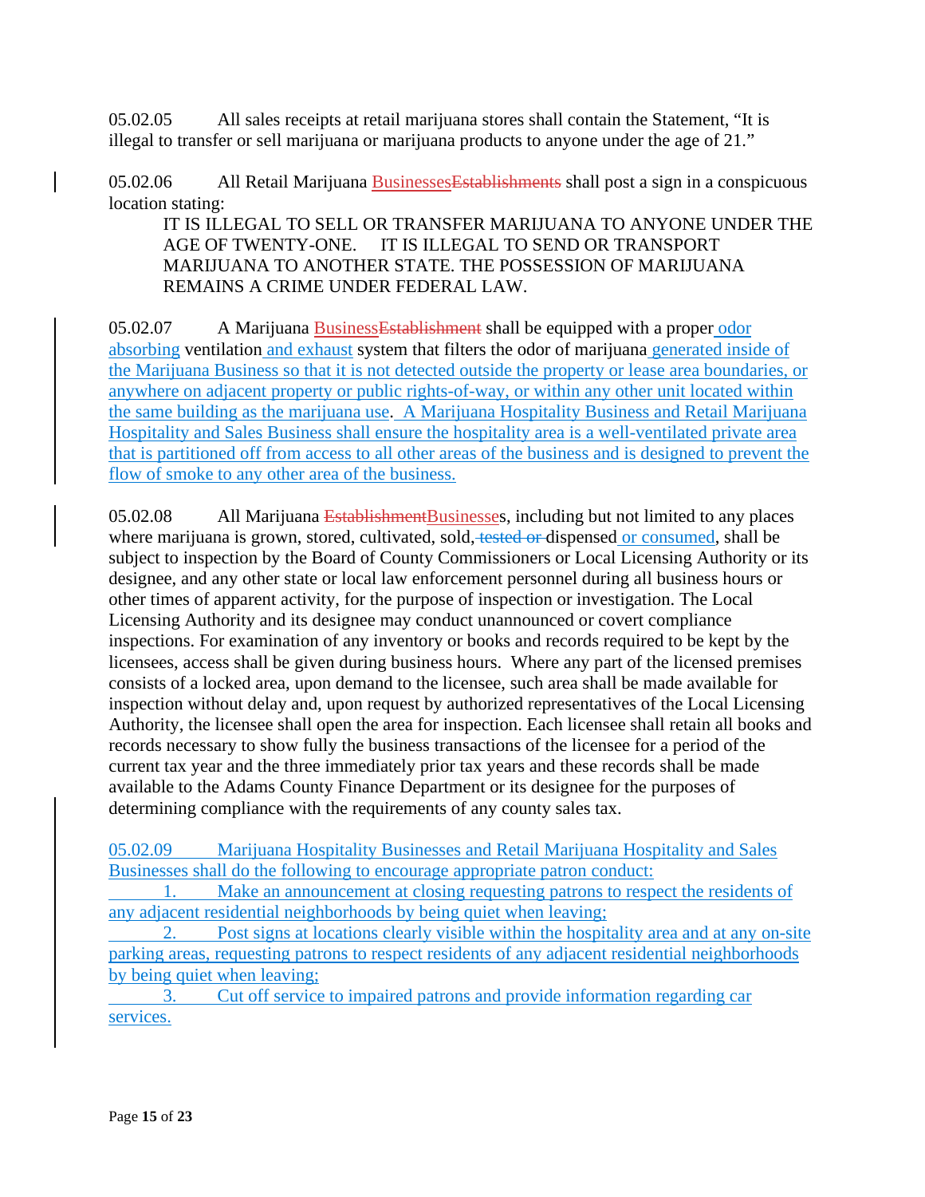05.02.05 All sales receipts at retail marijuana stores shall contain the Statement, "It is illegal to transfer or sell marijuana or marijuana products to anyone under the age of 21."

05.02.06 All Retail Marijuana BusinessesEstablishments shall post a sign in a conspicuous location stating:

> IT IS ILLEGAL TO SELL OR TRANSFER MARIJUANA TO ANYONE UNDER THE AGE OF TWENTY-ONE. IT IS ILLEGAL TO SEND OR TRANSPORT MARIJUANA TO ANOTHER STATE. THE POSSESSION OF MARIJUANA REMAINS A CRIME UNDER FEDERAL LAW.

05.02.07 A Marijuana BusinessEstablishment shall be equipped with a proper odor absorbing ventilation and exhaust system that filters the odor of marijuana generated inside of the Marijuana Business so that it is not detected outside the property or lease area boundaries, or anywhere on adjacent property or public rights-of-way, or within any other unit located within the same building as the marijuana use. A Marijuana Hospitality Business and Retail Marijuana Hospitality and Sales Business shall ensure the hospitality area is a well-ventilated private area that is partitioned off from access to all other areas of the business and is designed to prevent the flow of smoke to any other area of the business.

05.02.08 All Marijuana EstablishmentBusinesses, including but not limited to any places where marijuana is grown, stored, cultivated, sold, tested or dispensed or consumed, shall be subject to inspection by the Board of County Commissioners or Local Licensing Authority or its designee, and any other state or local law enforcement personnel during all business hours or other times of apparent activity, for the purpose of inspection or investigation. The Local Licensing Authority and its designee may conduct unannounced or covert compliance inspections. For examination of any inventory or books and records required to be kept by the licensees, access shall be given during business hours. Where any part of the licensed premises consists of a locked area, upon demand to the licensee, such area shall be made available for inspection without delay and, upon request by authorized representatives of the Local Licensing Authority, the licensee shall open the area for inspection. Each licensee shall retain all books and records necessary to show fully the business transactions of the licensee for a period of the current tax year and the three immediately prior tax years and these records shall be made available to the Adams County Finance Department or its designee for the purposes of determining compliance with the requirements of any county sales tax.

05.02.09 Marijuana Hospitality Businesses and Retail Marijuana Hospitality and Sales Businesses shall do the following to encourage appropriate patron conduct:

1. Make an announcement at closing requesting patrons to respect the residents of any adjacent residential neighborhoods by being quiet when leaving;
2. Post signs at locations clearly visible within the hospitality area and at any on-site parking areas, requesting patrons to respect residents of any adjacent residential neighborhoods by being quiet when leaving;
3. Cut off service to impaired patrons and provide information regarding car services.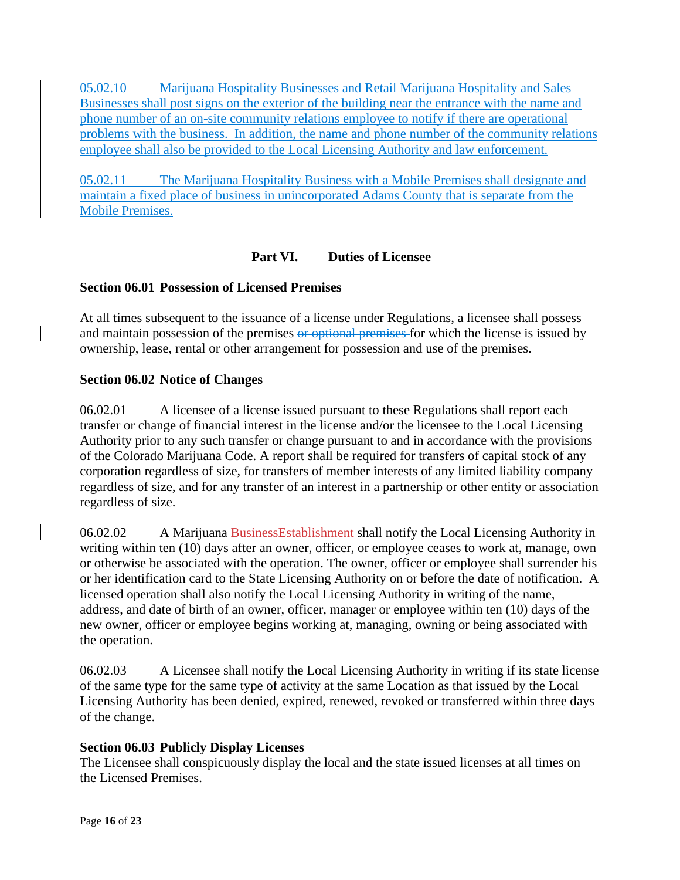05.02.10 Marijuana Hospitality Businesses and Retail Marijuana Hospitality and Sales Businesses shall post signs on the exterior of the building near the entrance with the name and phone number of an on-site community relations employee to notify if there are operational problems with the business. In addition, the name and phone number of the community relations employee shall also be provided to the Local Licensing Authority and law enforcement.

05.02.11 The Marijuana Hospitality Business with a Mobile Premises shall designate and maintain a fixed place of business in unincorporated Adams County that is separate from the Mobile Premises.

## Part VI. Duties of Licensee

### Section 06.01 Possession of Licensed Premises

At all times subsequent to the issuance of a license under Regulations, a licensee shall possess and maintain possession of the premises ~~or optional premises~~ for which the license is issued by ownership, lease, rental or other arrangement for possession and use of the premises.

### Section 06.02 Notice of Changes

06.02.01 A licensee of a license issued pursuant to these Regulations shall report each transfer or change of financial interest in the license and/or the licensee to the Local Licensing Authority prior to any such transfer or change pursuant to and in accordance with the provisions of the Colorado Marijuana Code. A report shall be required for transfers of capital stock of any corporation regardless of size, for transfers of member interests of any limited liability company regardless of size, and for any transfer of an interest in a partnership or other entity or association regardless of size.

06.02.02 A Marijuana Business~~Establishment~~ shall notify the Local Licensing Authority in writing within ten (10) days after an owner, officer, or employee ceases to work at, manage, own or otherwise be associated with the operation. The owner, officer or employee shall surrender his or her identification card to the State Licensing Authority on or before the date of notification. A licensed operation shall also notify the Local Licensing Authority in writing of the name, address, and date of birth of an owner, officer, manager or employee within ten (10) days of the new owner, officer or employee begins working at, managing, owning or being associated with the operation.

06.02.03 A Licensee shall notify the Local Licensing Authority in writing if its state license of the same type for the same type of activity at the same Location as that issued by the Local Licensing Authority has been denied, expired, renewed, revoked or transferred within three days of the change.

### Section 06.03 Publicly Display Licenses

The Licensee shall conspicuously display the local and the state issued licenses at all times on the Licensed Premises.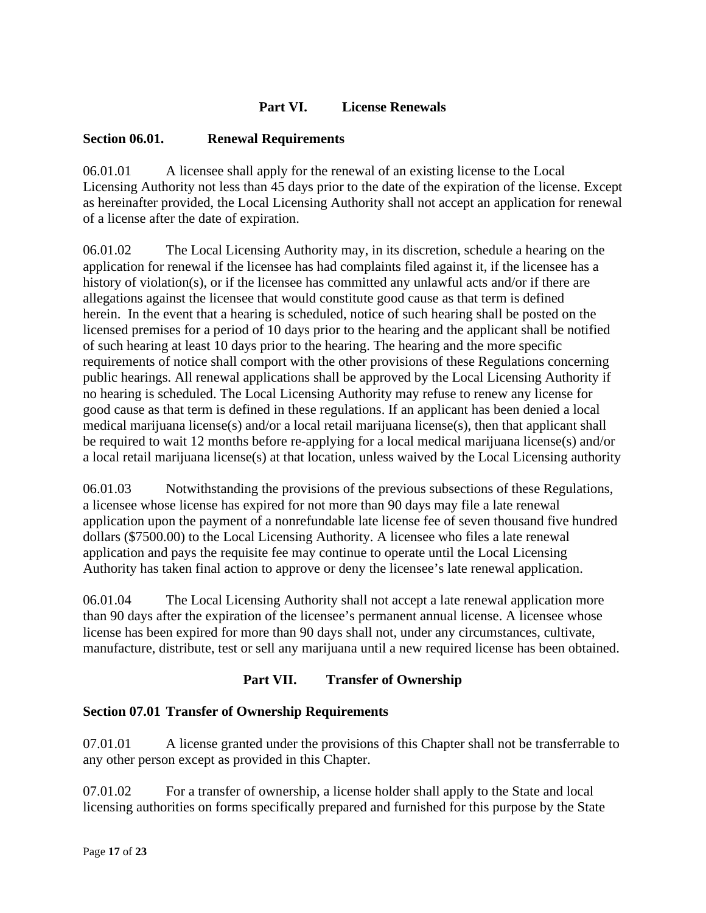## Part VI. License Renewals

### Section 06.01. Renewal Requirements

06.01.01 A licensee shall apply for the renewal of an existing license to the Local Licensing Authority not less than 45 days prior to the date of the expiration of the license. Except as hereinafter provided, the Local Licensing Authority shall not accept an application for renewal of a license after the date of expiration.

06.01.02 The Local Licensing Authority may, in its discretion, schedule a hearing on the application for renewal if the licensee has had complaints filed against it, if the licensee has a history of violation(s), or if the licensee has committed any unlawful acts and/or if there are allegations against the licensee that would constitute good cause as that term is defined herein. In the event that a hearing is scheduled, notice of such hearing shall be posted on the licensed premises for a period of 10 days prior to the hearing and the applicant shall be notified of such hearing at least 10 days prior to the hearing. The hearing and the more specific requirements of notice shall comport with the other provisions of these Regulations concerning public hearings. All renewal applications shall be approved by the Local Licensing Authority if no hearing is scheduled. The Local Licensing Authority may refuse to renew any license for good cause as that term is defined in these regulations. If an applicant has been denied a local medical marijuana license(s) and/or a local retail marijuana license(s), then that applicant shall be required to wait 12 months before re-applying for a local medical marijuana license(s) and/or a local retail marijuana license(s) at that location, unless waived by the Local Licensing authority

06.01.03 Notwithstanding the provisions of the previous subsections of these Regulations, a licensee whose license has expired for not more than 90 days may file a late renewal application upon the payment of a nonrefundable late license fee of seven thousand five hundred dollars ($7500.00) to the Local Licensing Authority. A licensee who files a late renewal application and pays the requisite fee may continue to operate until the Local Licensing Authority has taken final action to approve or deny the licensee's late renewal application.

06.01.04 The Local Licensing Authority shall not accept a late renewal application more than 90 days after the expiration of the licensee's permanent annual license. A licensee whose license has been expired for more than 90 days shall not, under any circumstances, cultivate, manufacture, distribute, test or sell any marijuana until a new required license has been obtained.

## Part VII. Transfer of Ownership

### Section 07.01 Transfer of Ownership Requirements

07.01.01 A license granted under the provisions of this Chapter shall not be transferrable to any other person except as provided in this Chapter.

07.01.02 For a transfer of ownership, a license holder shall apply to the State and local licensing authorities on forms specifically prepared and furnished for this purpose by the State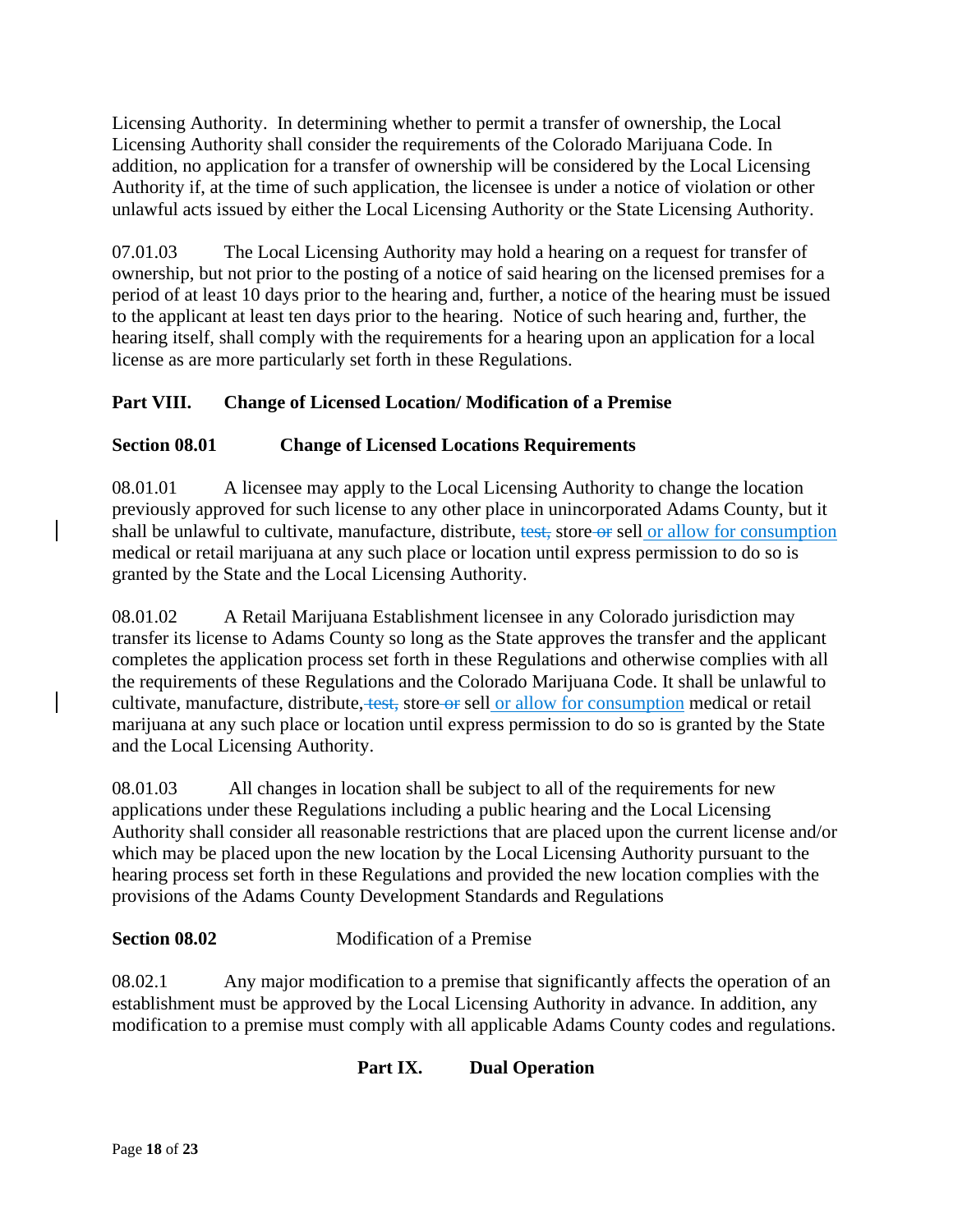Licensing Authority. In determining whether to permit a transfer of ownership, the Local Licensing Authority shall consider the requirements of the Colorado Marijuana Code. In addition, no application for a transfer of ownership will be considered by the Local Licensing Authority if, at the time of such application, the licensee is under a notice of violation or other unlawful acts issued by either the Local Licensing Authority or the State Licensing Authority.

07.01.03 The Local Licensing Authority may hold a hearing on a request for transfer of ownership, but not prior to the posting of a notice of said hearing on the licensed premises for a period of at least 10 days prior to the hearing and, further, a notice of the hearing must be issued to the applicant at least ten days prior to the hearing. Notice of such hearing and, further, the hearing itself, shall comply with the requirements for a hearing upon an application for a local license as are more particularly set forth in these Regulations.

## Part VIII. Change of Licensed Location/ Modification of a Premise

### Section 08.01 Change of Licensed Locations Requirements

08.01.01 A licensee may apply to the Local Licensing Authority to change the location previously approved for such license to any other place in unincorporated Adams County, but it shall be unlawful to cultivate, manufacture, distribute, ~~test,~~ store ~~or~~ sell or allow for consumption medical or retail marijuana at any such place or location until express permission to do so is granted by the State and the Local Licensing Authority.

08.01.02 A Retail Marijuana Establishment licensee in any Colorado jurisdiction may transfer its license to Adams County so long as the State approves the transfer and the applicant completes the application process set forth in these Regulations and otherwise complies with all the requirements of these Regulations and the Colorado Marijuana Code. It shall be unlawful to cultivate, manufacture, distribute, ~~test,~~ store ~~or~~ sell or allow for consumption medical or retail marijuana at any such place or location until express permission to do so is granted by the State and the Local Licensing Authority.

08.01.03 All changes in location shall be subject to all of the requirements for new applications under these Regulations including a public hearing and the Local Licensing Authority shall consider all reasonable restrictions that are placed upon the current license and/or which may be placed upon the new location by the Local Licensing Authority pursuant to the hearing process set forth in these Regulations and provided the new location complies with the provisions of the Adams County Development Standards and Regulations

### Section 08.02 Modification of a Premise

08.02.1 Any major modification to a premise that significantly affects the operation of an establishment must be approved by the Local Licensing Authority in advance. In addition, any modification to a premise must comply with all applicable Adams County codes and regulations.

## Part IX. Dual Operation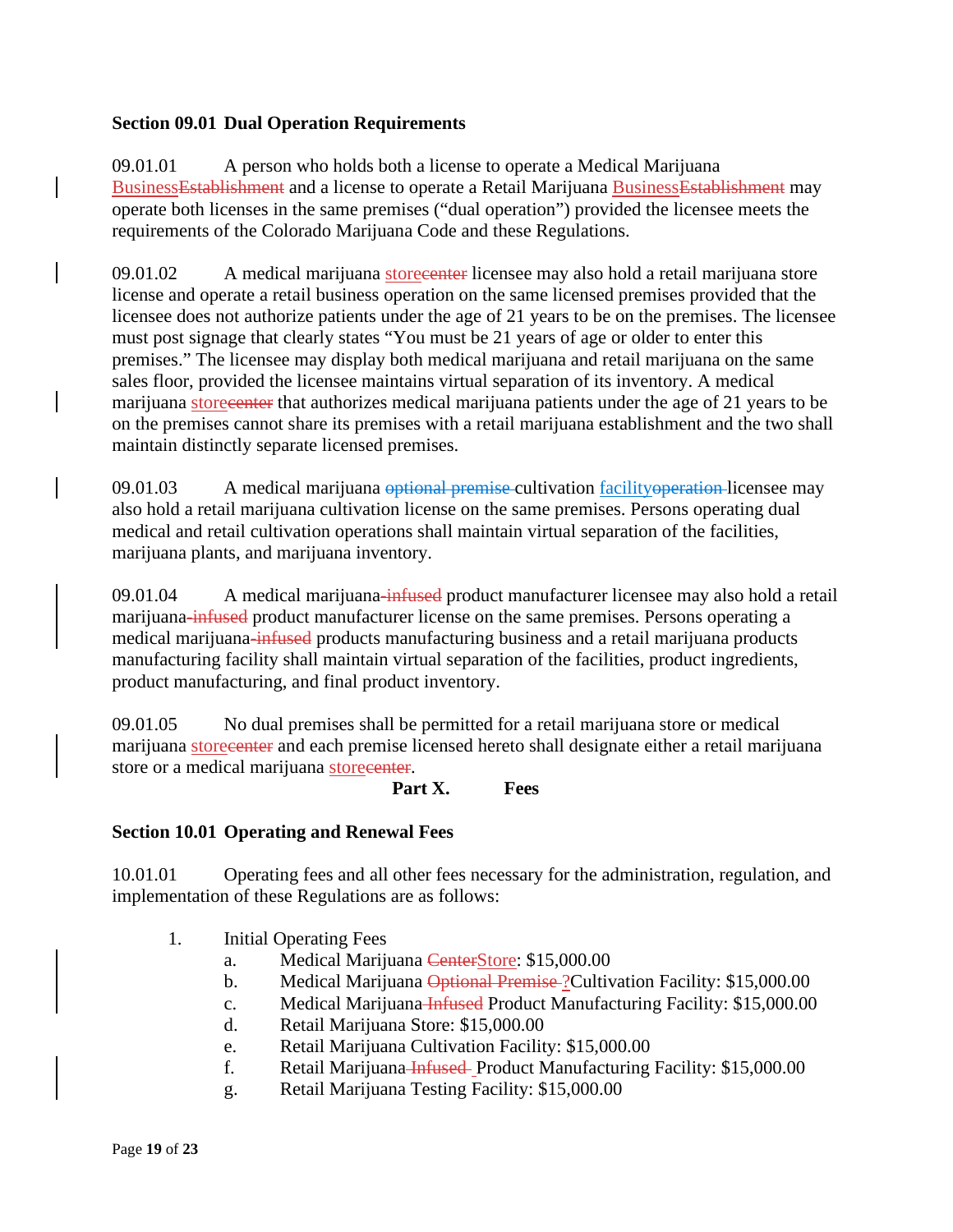### Section 09.01 Dual Operation Requirements

09.01.01 A person who holds both a license to operate a Medical Marijuana Business~~Establishment~~ and a license to operate a Retail Marijuana Business~~Establishment~~ may operate both licenses in the same premises ("dual operation") provided the licensee meets the requirements of the Colorado Marijuana Code and these Regulations.

09.01.02 A medical marijuana store~~center~~ licensee may also hold a retail marijuana store license and operate a retail business operation on the same licensed premises provided that the licensee does not authorize patients under the age of 21 years to be on the premises. The licensee must post signage that clearly states "You must be 21 years of age or older to enter this premises." The licensee may display both medical marijuana and retail marijuana on the same sales floor, provided the licensee maintains virtual separation of its inventory. A medical marijuana store~~center~~ that authorizes medical marijuana patients under the age of 21 years to be on the premises cannot share its premises with a retail marijuana establishment and the two shall maintain distinctly separate licensed premises.

09.01.03 A medical marijuana ~~optional premise~~ cultivation facility~~operation~~ licensee may also hold a retail marijuana cultivation license on the same premises. Persons operating dual medical and retail cultivation operations shall maintain virtual separation of the facilities, marijuana plants, and marijuana inventory.

09.01.04 A medical marijuana~~-infused~~ product manufacturer licensee may also hold a retail marijuana~~-infused~~ product manufacturer license on the same premises. Persons operating a medical marijuana~~-infused~~ products manufacturing business and a retail marijuana products manufacturing facility shall maintain virtual separation of the facilities, product ingredients, product manufacturing, and final product inventory.

09.01.05 No dual premises shall be permitted for a retail marijuana store or medical marijuana store~~center~~ and each premise licensed hereto shall designate either a retail marijuana store or a medical marijuana store~~center~~.

## Part X. Fees

### Section 10.01 Operating and Renewal Fees

10.01.01 Operating fees and all other fees necessary for the administration, regulation, and implementation of these Regulations are as follows:

1. Initial Operating Fees
   a. Medical Marijuana ~~Center~~Store: $15,000.00
   b. Medical Marijuana ~~Optional Premise~~ ?Cultivation Facility: $15,000.00
   c. Medical Marijuana ~~Infused~~ Product Manufacturing Facility: $15,000.00
   d. Retail Marijuana Store: $15,000.00
   e. Retail Marijuana Cultivation Facility: $15,000.00
   f. Retail Marijuana ~~Infused~~ Product Manufacturing Facility: $15,000.00
   g. Retail Marijuana Testing Facility: $15,000.00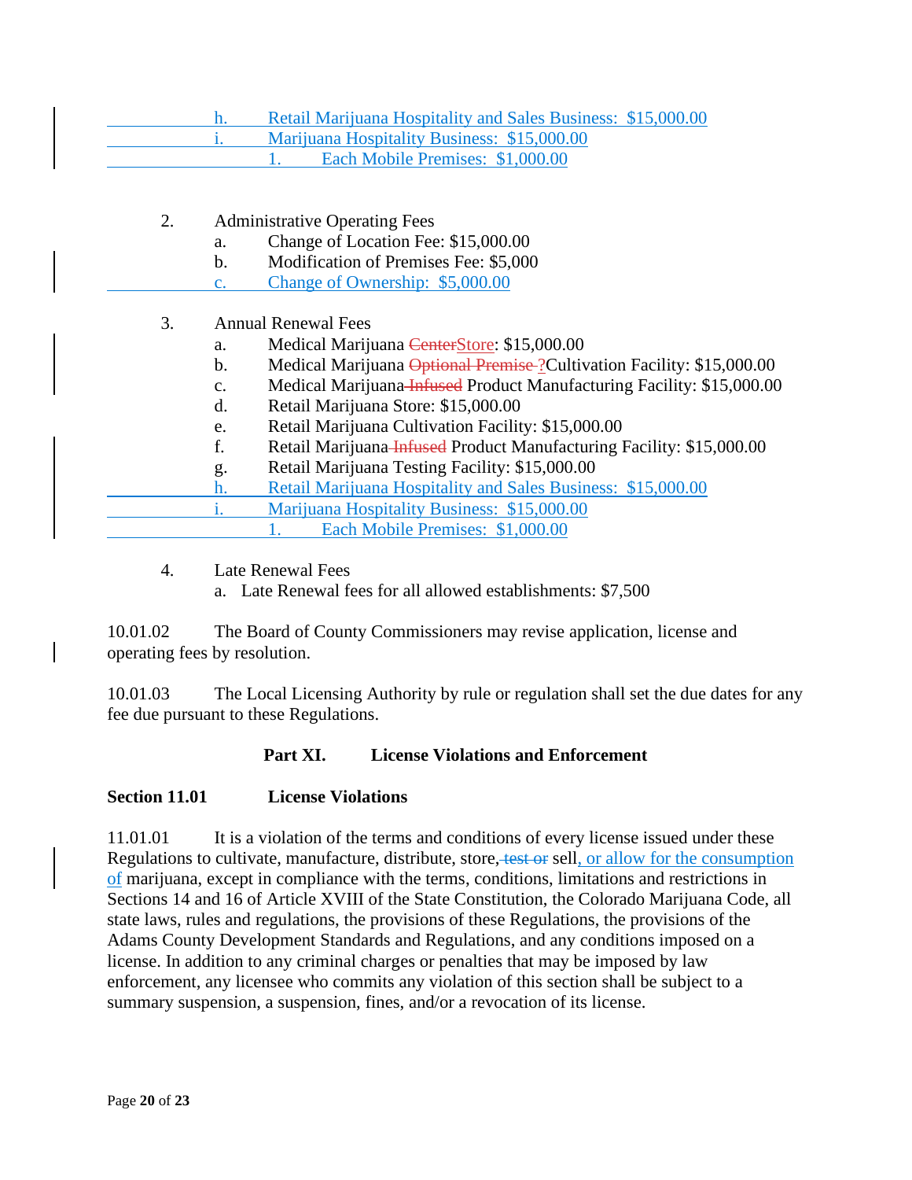h. Retail Marijuana Hospitality and Sales Business: $15,000.00
i. Marijuana Hospitality Business: $15,000.00
   1. Each Mobile Premises: $1,000.00

2. Administrative Operating Fees
   a. Change of Location Fee: $15,000.00
   b. Modification of Premises Fee: $5,000
   c. Change of Ownership: $5,000.00

3. Annual Renewal Fees
   a. Medical Marijuana ~~Center~~Store: $15,000.00
   b. Medical Marijuana ~~Optional Premise~~ ?Cultivation Facility: $15,000.00
   c. Medical Marijuana ~~Infused~~ Product Manufacturing Facility: $15,000.00
   d. Retail Marijuana Store: $15,000.00
   e. Retail Marijuana Cultivation Facility: $15,000.00
   f. Retail Marijuana ~~Infused~~ Product Manufacturing Facility: $15,000.00
   g. Retail Marijuana Testing Facility: $15,000.00
   h. Retail Marijuana Hospitality and Sales Business: $15,000.00
   i. Marijuana Hospitality Business: $15,000.00
      1. Each Mobile Premises: $1,000.00

4. Late Renewal Fees
   a. Late Renewal fees for all allowed establishments: $7,500

10.01.02 The Board of County Commissioners may revise application, license and operating fees by resolution.

10.01.03 The Local Licensing Authority by rule or regulation shall set the due dates for any fee due pursuant to these Regulations.

## Part XI. License Violations and Enforcement

### Section 11.01 License Violations

11.01.01 It is a violation of the terms and conditions of every license issued under these Regulations to cultivate, manufacture, distribute, store~~, test or~~ sell, or allow for the consumption of marijuana, except in compliance with the terms, conditions, limitations and restrictions in Sections 14 and 16 of Article XVIII of the State Constitution, the Colorado Marijuana Code, all state laws, rules and regulations, the provisions of these Regulations, the provisions of the Adams County Development Standards and Regulations, and any conditions imposed on a license. In addition to any criminal charges or penalties that may be imposed by law enforcement, any licensee who commits any violation of this section shall be subject to a summary suspension, a suspension, fines, and/or a revocation of its license.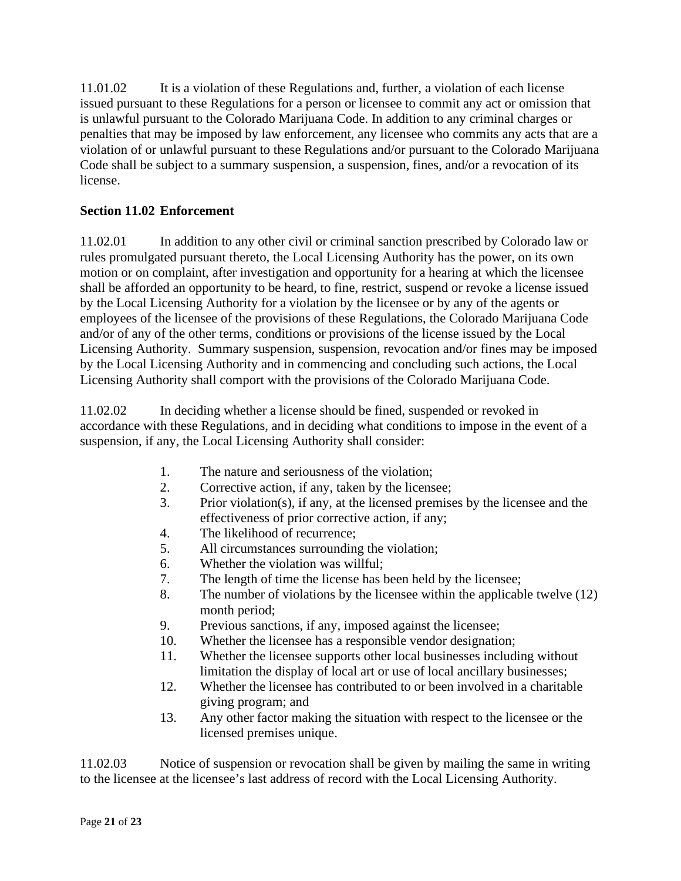11.01.02 It is a violation of these Regulations and, further, a violation of each license issued pursuant to these Regulations for a person or licensee to commit any act or omission that is unlawful pursuant to the Colorado Marijuana Code. In addition to any criminal charges or penalties that may be imposed by law enforcement, any licensee who commits any acts that are a violation of or unlawful pursuant to these Regulations and/or pursuant to the Colorado Marijuana Code shall be subject to a summary suspension, a suspension, fines, and/or a revocation of its license.

**Section 11.02 Enforcement**

11.02.01 In addition to any other civil or criminal sanction prescribed by Colorado law or rules promulgated pursuant thereto, the Local Licensing Authority has the power, on its own motion or on complaint, after investigation and opportunity for a hearing at which the licensee shall be afforded an opportunity to be heard, to fine, restrict, suspend or revoke a license issued by the Local Licensing Authority for a violation by the licensee or by any of the agents or employees of the licensee of the provisions of these Regulations, the Colorado Marijuana Code and/or of any of the other terms, conditions or provisions of the license issued by the Local Licensing Authority. Summary suspension, suspension, revocation and/or fines may be imposed by the Local Licensing Authority and in commencing and concluding such actions, the Local Licensing Authority shall comport with the provisions of the Colorado Marijuana Code.

11.02.02 In deciding whether a license should be fined, suspended or revoked in accordance with these Regulations, and in deciding what conditions to impose in the event of a suspension, if any, the Local Licensing Authority shall consider:

1. The nature and seriousness of the violation;
2. Corrective action, if any, taken by the licensee;
3. Prior violation(s), if any, at the licensed premises by the licensee and the effectiveness of prior corrective action, if any;
4. The likelihood of recurrence;
5. All circumstances surrounding the violation;
6. Whether the violation was willful;
7. The length of time the license has been held by the licensee;
8. The number of violations by the licensee within the applicable twelve (12) month period;
9. Previous sanctions, if any, imposed against the licensee;
10. Whether the licensee has a responsible vendor designation;
11. Whether the licensee supports other local businesses including without limitation the display of local art or use of local ancillary businesses;
12. Whether the licensee has contributed to or been involved in a charitable giving program; and
13. Any other factor making the situation with respect to the licensee or the licensed premises unique.

11.02.03 Notice of suspension or revocation shall be given by mailing the same in writing to the licensee at the licensee's last address of record with the Local Licensing Authority.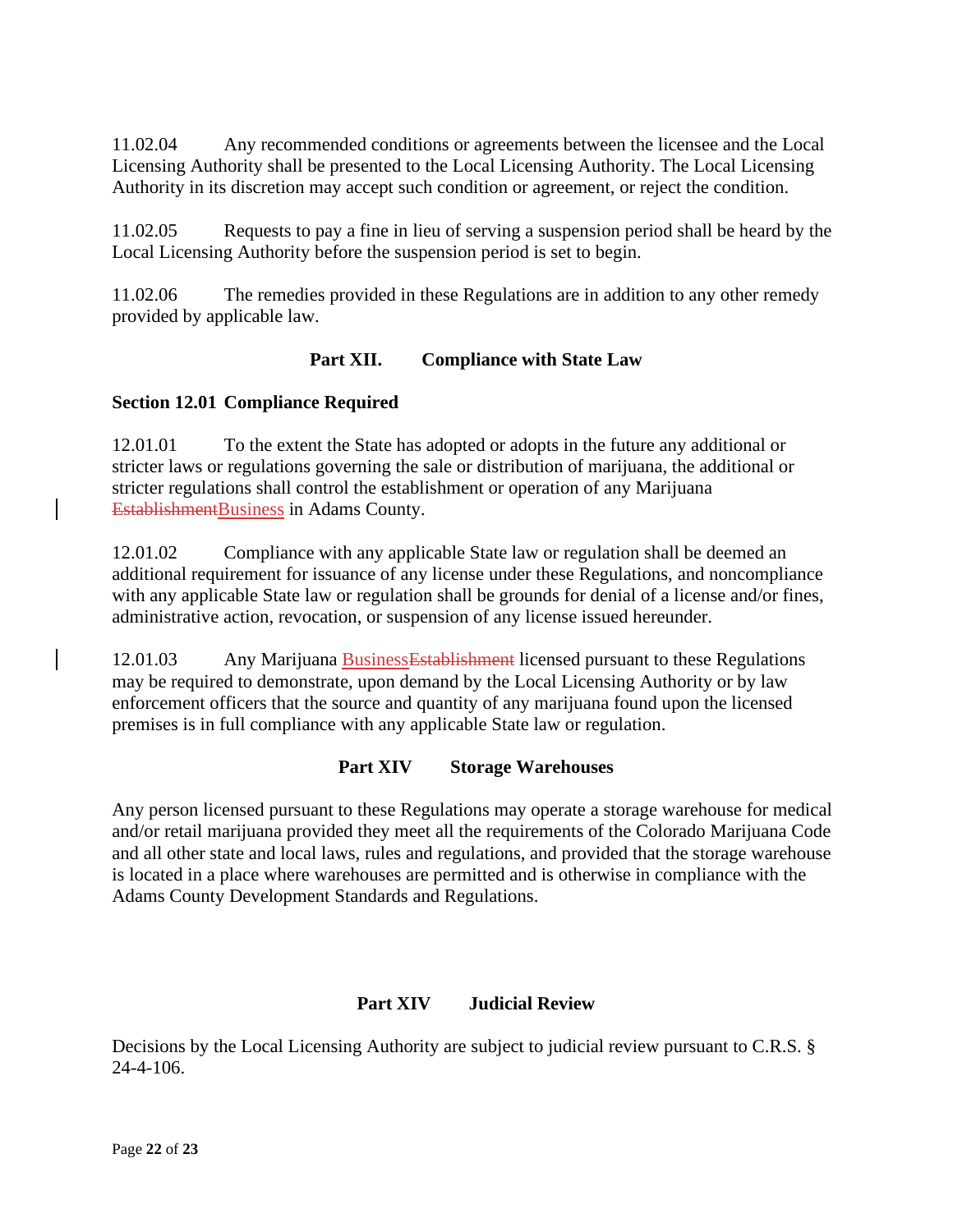11.02.04 Any recommended conditions or agreements between the licensee and the Local Licensing Authority shall be presented to the Local Licensing Authority. The Local Licensing Authority in its discretion may accept such condition or agreement, or reject the condition.

11.02.05 Requests to pay a fine in lieu of serving a suspension period shall be heard by the Local Licensing Authority before the suspension period is set to begin.

11.02.06 The remedies provided in these Regulations are in addition to any other remedy provided by applicable law.

## Part XII. Compliance with State Law

### Section 12.01 Compliance Required

12.01.01 To the extent the State has adopted or adopts in the future any additional or stricter laws or regulations governing the sale or distribution of marijuana, the additional or stricter regulations shall control the establishment or operation of any Marijuana ~~Establishment~~Business in Adams County.

12.01.02 Compliance with any applicable State law or regulation shall be deemed an additional requirement for issuance of any license under these Regulations, and noncompliance with any applicable State law or regulation shall be grounds for denial of a license and/or fines, administrative action, revocation, or suspension of any license issued hereunder.

12.01.03 Any Marijuana Business~~Establishment~~ licensed pursuant to these Regulations may be required to demonstrate, upon demand by the Local Licensing Authority or by law enforcement officers that the source and quantity of any marijuana found upon the licensed premises is in full compliance with any applicable State law or regulation.

## Part XIV Storage Warehouses

Any person licensed pursuant to these Regulations may operate a storage warehouse for medical and/or retail marijuana provided they meet all the requirements of the Colorado Marijuana Code and all other state and local laws, rules and regulations, and provided that the storage warehouse is located in a place where warehouses are permitted and is otherwise in compliance with the Adams County Development Standards and Regulations.

## Part XIV Judicial Review

Decisions by the Local Licensing Authority are subject to judicial review pursuant to C.R.S. § 24-4-106.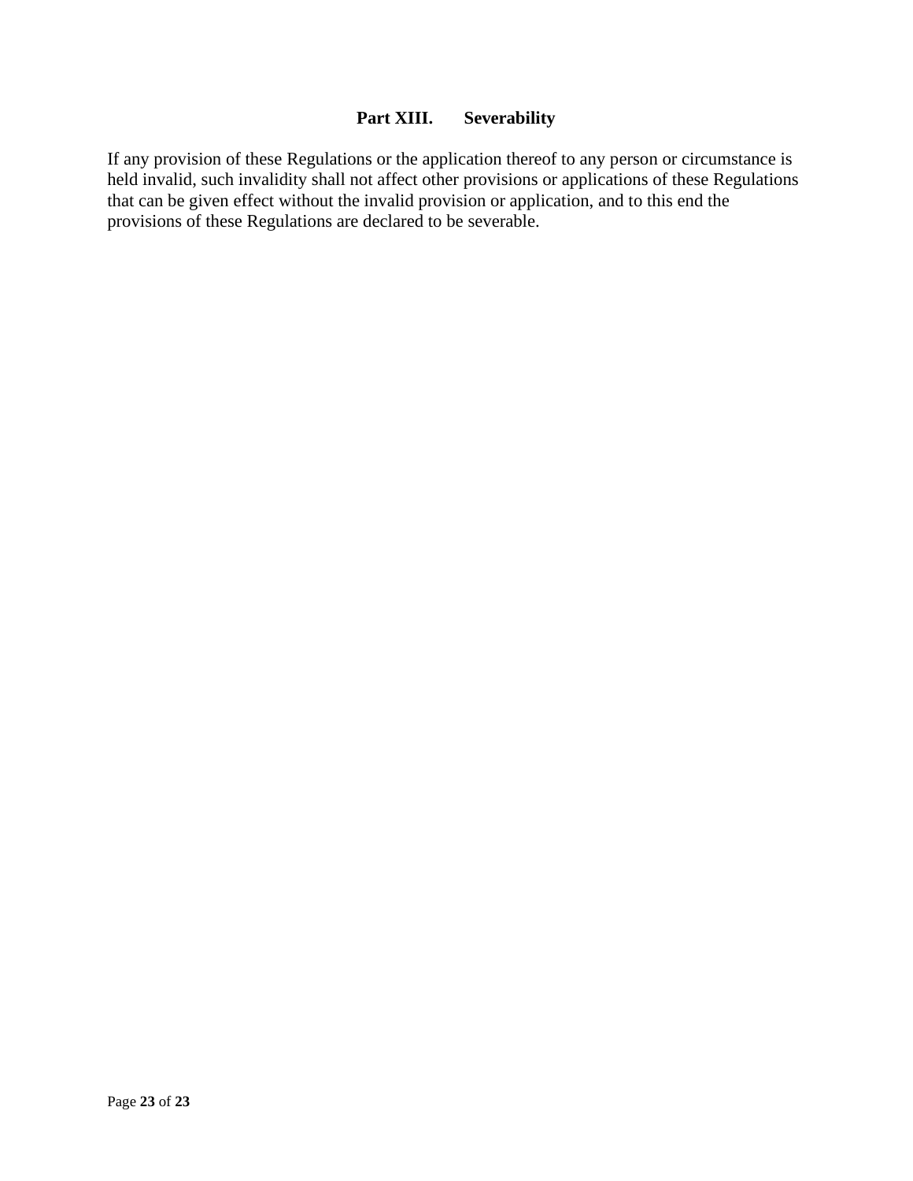## Part XIII. Severability

If any provision of these Regulations or the application thereof to any person or circumstance is held invalid, such invalidity shall not affect other provisions or applications of these Regulations that can be given effect without the invalid provision or application, and to this end the provisions of these Regulations are declared to be severable.